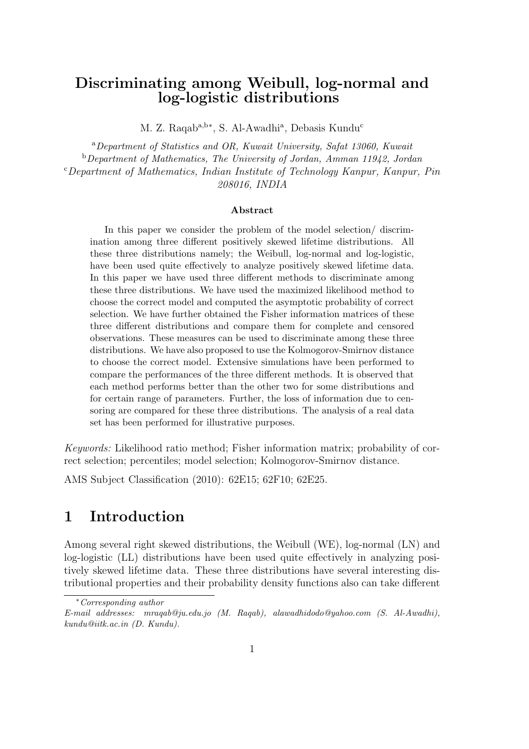# Discriminating among Weibull, log-normal and log-logistic distributions

M. Z. Raqab[a,b*], S. Al-Awadhi[a], Debasis Kundu[c]

[a] *Department of Statistics and OR, Kuwait University, Safat 13060, Kuwait*
[b] *Department of Mathematics, The University of Jordan, Amman 11942, Jordan*
[c] *Department of Mathematics, Indian Institute of Technology Kanpur, Kanpur, Pin 208016, INDIA*

### Abstract

In this paper we consider the problem of the model selection/ discrimination among three different positively skewed lifetime distributions. All these three distributions namely; the Weibull, log-normal and log-logistic, have been used quite effectively to analyze positively skewed lifetime data. In this paper we have used three different methods to discriminate among these three distributions. We have used the maximized likelihood method to choose the correct model and computed the asymptotic probability of correct selection. We have further obtained the Fisher information matrices of these three different distributions and compare them for complete and censored observations. These measures can be used to discriminate among these three distributions. We have also proposed to use the Kolmogorov-Smirnov distance to choose the correct model. Extensive simulations have been performed to compare the performances of the three different methods. It is observed that each method performs better than the other two for some distributions and for certain range of parameters. Further, the loss of information due to censoring are compared for these three distributions. The analysis of a real data set has been performed for illustrative purposes.

*Keywords:* Likelihood ratio method; Fisher information matrix; probability of correct selection; percentiles; model selection; Kolmogorov-Smirnov distance.

AMS Subject Classification (2010): 62E15; 62F10; 62E25.

## 1 Introduction

Among several right skewed distributions, the Weibull (WE), log-normal (LN) and log-logistic (LL) distributions have been used quite effectively in analyzing positively skewed lifetime data. These three distributions have several interesting distributional properties and their probability density functions also can take different

---

\* *Corresponding author*
*E-mail addresses: mraqab@ju.edu.jo (M. Raqab), alawadhidodo@yahoo.com (S. Al-Awadhi), kundu@iitk.ac.in (D. Kundu).*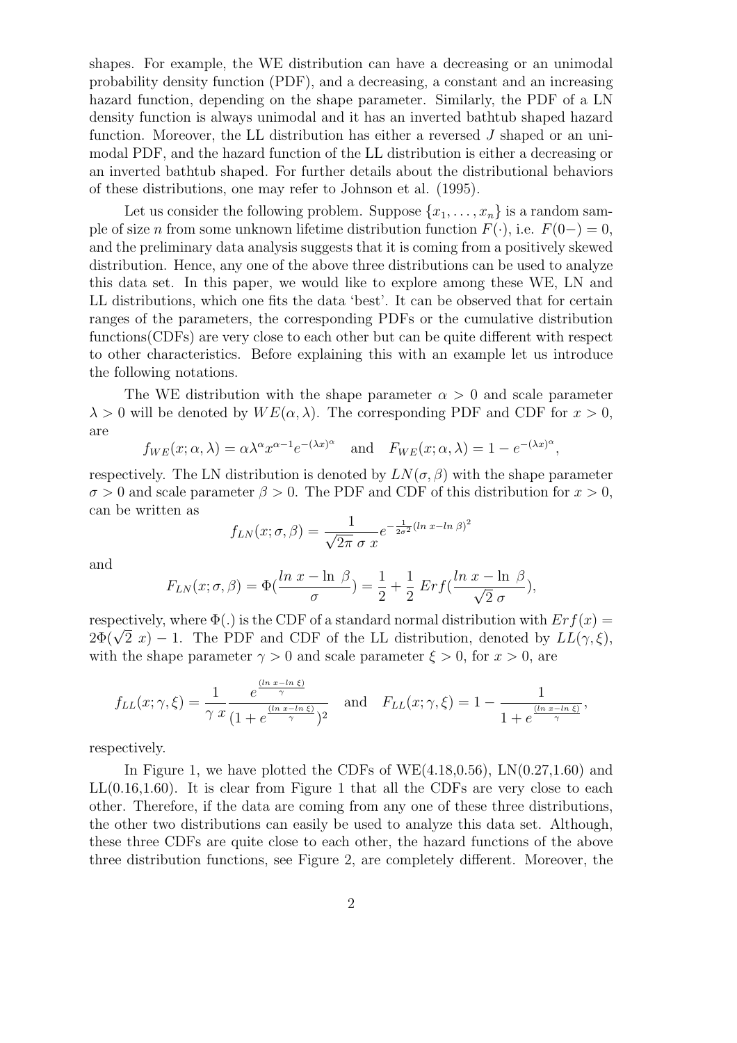shapes. For example, the WE distribution can have a decreasing or an unimodal probability density function (PDF), and a decreasing, a constant and an increasing hazard function, depending on the shape parameter. Similarly, the PDF of a LN density function is always unimodal and it has an inverted bathtub shaped hazard function. Moreover, the LL distribution has either a reversed $J$ shaped or an unimodal PDF, and the hazard function of the LL distribution is either a decreasing or an inverted bathtub shaped. For further details about the distributional behaviors of these distributions, one may refer to Johnson et al. (1995).

Let us consider the following problem. Suppose $\{x_1, \ldots, x_n\}$ is a random sample of size $n$ from some unknown lifetime distribution function $F(\cdot)$, i.e. $F(0-) = 0$, and the preliminary data analysis suggests that it is coming from a positively skewed distribution. Hence, any one of the above three distributions can be used to analyze this data set. In this paper, we would like to explore among these WE, LN and LL distributions, which one fits the data 'best'. It can be observed that for certain ranges of the parameters, the corresponding PDFs or the cumulative distribution functions(CDFs) are very close to each other but can be quite different with respect to other characteristics. Before explaining this with an example let us introduce the following notations.

The WE distribution with the shape parameter $\alpha > 0$ and scale parameter $\lambda > 0$ will be denoted by $WE(\alpha, \lambda)$. The corresponding PDF and CDF for $x > 0$, are

$$f_{WE}(x; \alpha, \lambda) = \alpha \lambda^{\alpha} x^{\alpha - 1} e^{-(\lambda x)^{\alpha}} \quad \text{and} \quad F_{WE}(x; \alpha, \lambda) = 1 - e^{-(\lambda x)^{\alpha}},$$

respectively. The LN distribution is denoted by $LN(\sigma, \beta)$ with the shape parameter $\sigma > 0$ and scale parameter $\beta > 0$. The PDF and CDF of this distribution for $x > 0$, can be written as

$$f_{LN}(x; \sigma, \beta) = \frac{1}{\sqrt{2\pi}\ \sigma\ x} e^{-\frac{1}{2\sigma^2}(\ln x - \ln \beta)^2}$$

and

$$F_{LN}(x; \sigma, \beta) = \Phi\left(\frac{\ln x - \ln \beta}{\sigma}\right) = \frac{1}{2} + \frac{1}{2}\ Erf\left(\frac{\ln x - \ln \beta}{\sqrt{2}\ \sigma}\right),$$

respectively, where $\Phi(.)$ is the CDF of a standard normal distribution with $Erf(x) = 2\Phi(\sqrt{2}\ x) - 1$. The PDF and CDF of the LL distribution, denoted by $LL(\gamma, \xi)$, with the shape parameter $\gamma > 0$ and scale parameter $\xi > 0$, for $x > 0$, are

$$f_{LL}(x; \gamma, \xi) = \frac{1}{\gamma\ x} \frac{e^{\frac{(\ln x - \ln \xi)}{\gamma}}}{(1 + e^{\frac{(\ln x - \ln \xi)}{\gamma}})^2} \quad \text{and} \quad F_{LL}(x; \gamma, \xi) = 1 - \frac{1}{1 + e^{\frac{(\ln x - \ln \xi)}{\gamma}}},$$

respectively.

In Figure 1, we have plotted the CDFs of WE(4.18,0.56), LN(0.27,1.60) and LL(0.16,1.60). It is clear from Figure 1 that all the CDFs are very close to each other. Therefore, if the data are coming from any one of these three distributions, the other two distributions can easily be used to analyze this data set. Although, these three CDFs are quite close to each other, the hazard functions of the above three distribution functions, see Figure 2, are completely different. Moreover, the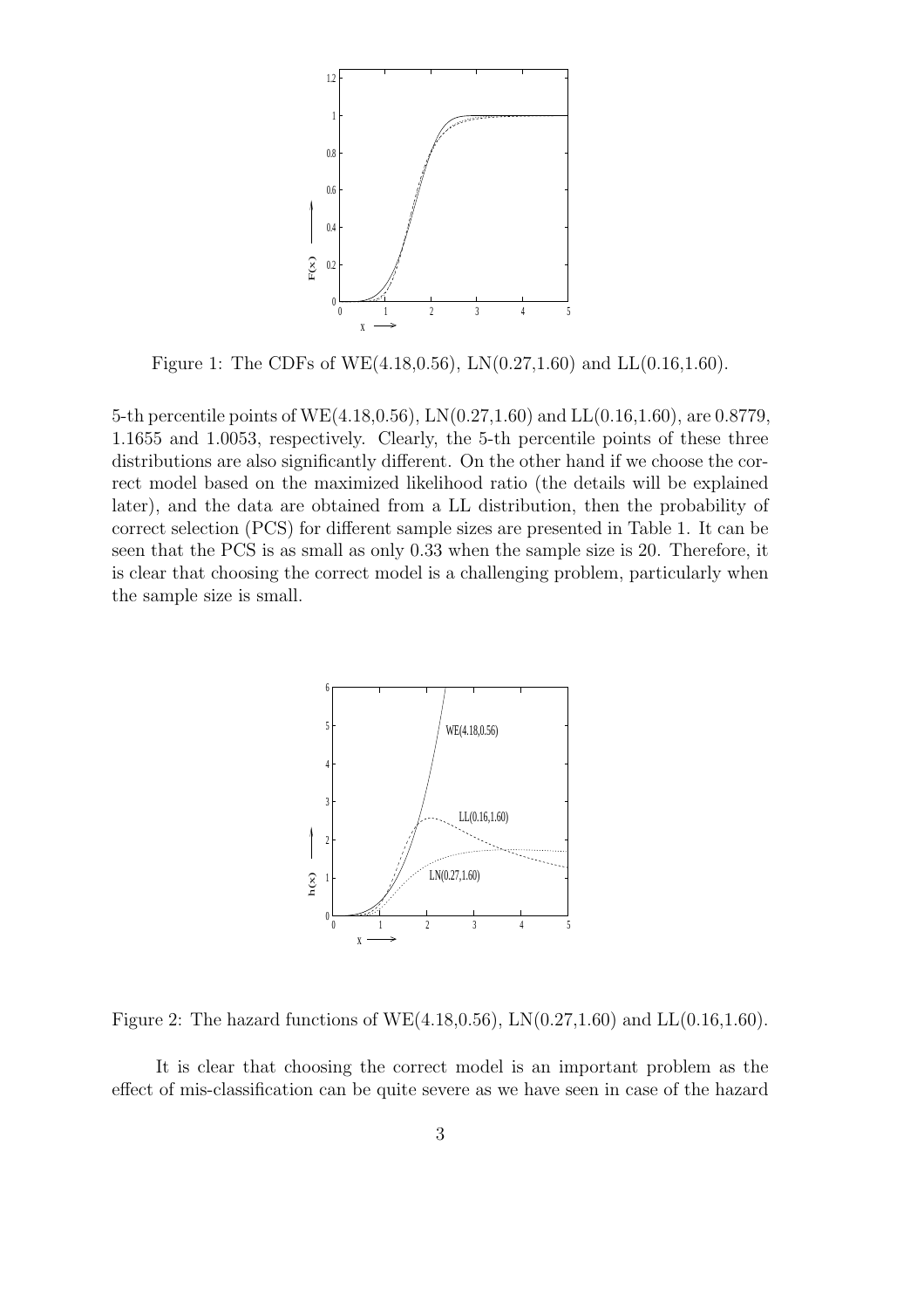Figure 1: The CDFs of WE(4.18,0.56), LN(0.27,1.60) and LL(0.16,1.60).

5-th percentile points of WE(4.18,0.56), LN(0.27,1.60) and LL(0.16,1.60), are 0.8779, 1.1655 and 1.0053, respectively. Clearly, the 5-th percentile points of these three distributions are also significantly different. On the other hand if we choose the correct model based on the maximized likelihood ratio (the details will be explained later), and the data are obtained from a LL distribution, then the probability of correct selection (PCS) for different sample sizes are presented in Table 1. It can be seen that the PCS is as small as only 0.33 when the sample size is 20. Therefore, it is clear that choosing the correct model is a challenging problem, particularly when the sample size is small.

Figure 2: The hazard functions of WE(4.18,0.56), LN(0.27,1.60) and LL(0.16,1.60).

It is clear that choosing the correct model is an important problem as the effect of mis-classification can be quite severe as we have seen in case of the hazard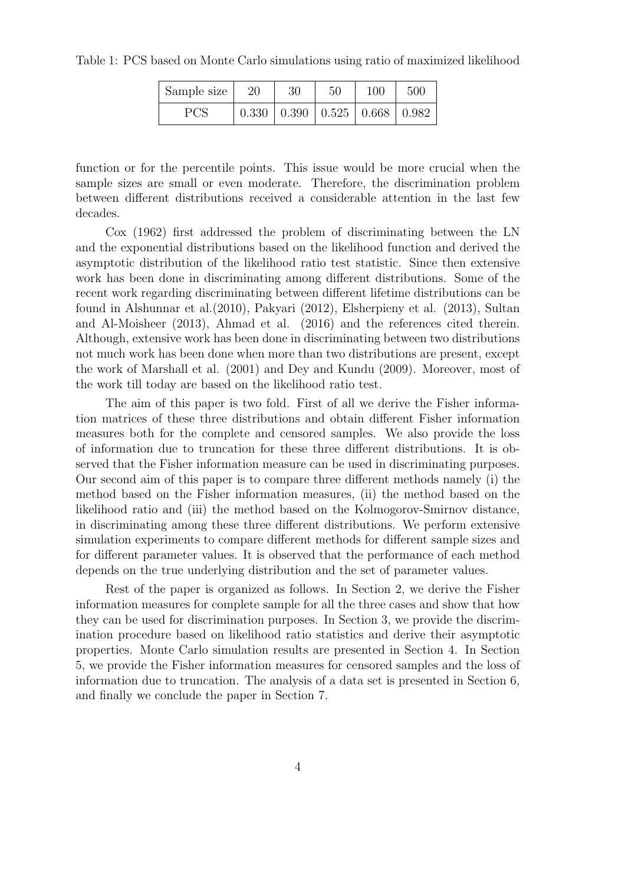Table 1: PCS based on Monte Carlo simulations using ratio of maximized likelihood

| Sample size | 20 | 30 | 50 | 100 | 500 |
|---|---|---|---|---|---|
| PCS | 0.330 | 0.390 | 0.525 | 0.668 | 0.982 |

function or for the percentile points. This issue would be more crucial when the sample sizes are small or even moderate. Therefore, the discrimination problem between different distributions received a considerable attention in the last few decades.

Cox (1962) first addressed the problem of discriminating between the LN and the exponential distributions based on the likelihood function and derived the asymptotic distribution of the likelihood ratio test statistic. Since then extensive work has been done in discriminating among different distributions. Some of the recent work regarding discriminating between different lifetime distributions can be found in Alshunnar et al.(2010), Pakyari (2012), Elsherpieny et al. (2013), Sultan and Al-Moisheer (2013), Ahmad et al. (2016) and the references cited therein. Although, extensive work has been done in discriminating between two distributions not much work has been done when more than two distributions are present, except the work of Marshall et al. (2001) and Dey and Kundu (2009). Moreover, most of the work till today are based on the likelihood ratio test.

The aim of this paper is two fold. First of all we derive the Fisher information matrices of these three distributions and obtain different Fisher information measures both for the complete and censored samples. We also provide the loss of information due to truncation for these three different distributions. It is observed that the Fisher information measure can be used in discriminating purposes. Our second aim of this paper is to compare three different methods namely (i) the method based on the Fisher information measures, (ii) the method based on the likelihood ratio and (iii) the method based on the Kolmogorov-Smirnov distance, in discriminating among these three different distributions. We perform extensive simulation experiments to compare different methods for different sample sizes and for different parameter values. It is observed that the performance of each method depends on the true underlying distribution and the set of parameter values.

Rest of the paper is organized as follows. In Section 2, we derive the Fisher information measures for complete sample for all the three cases and show that how they can be used for discrimination purposes. In Section 3, we provide the discrimination procedure based on likelihood ratio statistics and derive their asymptotic properties. Monte Carlo simulation results are presented in Section 4. In Section 5, we provide the Fisher information measures for censored samples and the loss of information due to truncation. The analysis of a data set is presented in Section 6, and finally we conclude the paper in Section 7.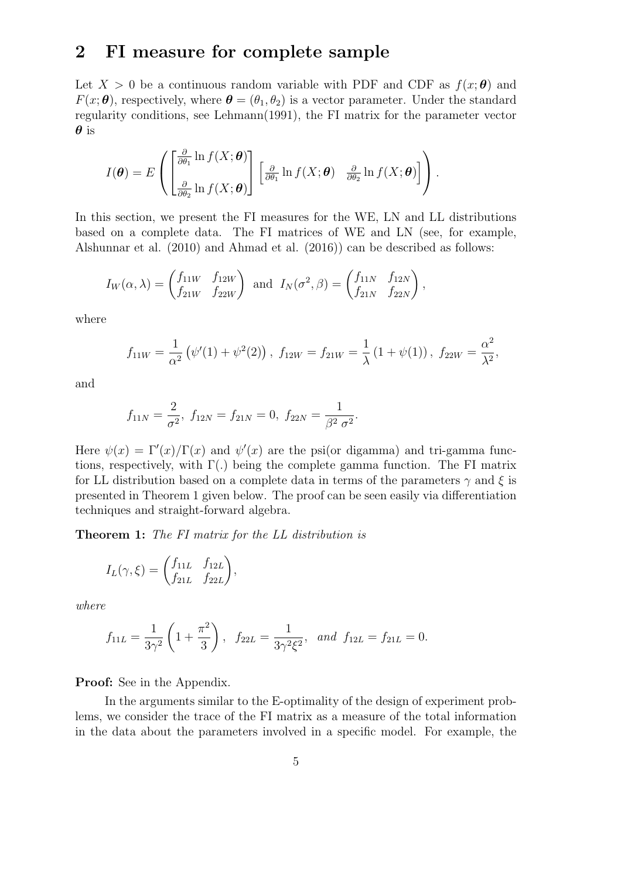## 2 FI measure for complete sample

Let $X > 0$ be a continuous random variable with PDF and CDF as $f(x;\boldsymbol{\theta})$ and $F(x;\boldsymbol{\theta})$, respectively, where $\boldsymbol{\theta} = (\theta_1, \theta_2)$ is a vector parameter. Under the standard regularity conditions, see Lehmann(1991), the FI matrix for the parameter vector $\boldsymbol{\theta}$ is

$$I(\boldsymbol{\theta}) = E\left( \begin{bmatrix} \frac{\partial}{\partial \theta_1} \ln f(X;\boldsymbol{\theta}) \\ \frac{\partial}{\partial \theta_2} \ln f(X;\boldsymbol{\theta}) \end{bmatrix} \begin{bmatrix} \frac{\partial}{\partial \theta_1} \ln f(X;\boldsymbol{\theta}) & \frac{\partial}{\partial \theta_2} \ln f(X;\boldsymbol{\theta}) \end{bmatrix} \right).$$

In this section, we present the FI measures for the WE, LN and LL distributions based on a complete data. The FI matrices of WE and LN (see, for example, Alshunnar et al. (2010) and Ahmad et al. (2016)) can be described as follows:

$$I_W(\alpha, \lambda) = \begin{pmatrix} f_{11W} & f_{12W} \\ f_{21W} & f_{22W} \end{pmatrix} \text{ and } I_N(\sigma^2, \beta) = \begin{pmatrix} f_{11N} & f_{12N} \\ f_{21N} & f_{22N} \end{pmatrix},$$

where

$$f_{11W} = \frac{1}{\alpha^2}\left(\psi'(1) + \psi^2(2)\right),\ f_{12W} = f_{21W} = \frac{1}{\lambda}\left(1 + \psi(1)\right),\ f_{22W} = \frac{\alpha^2}{\lambda^2},$$

and

$$f_{11N} = \frac{2}{\sigma^2},\ f_{12N} = f_{21N} = 0,\ f_{22N} = \frac{1}{\beta^2\ \sigma^2}.$$

Here $\psi(x) = \Gamma'(x)/\Gamma(x)$ and $\psi'(x)$ are the psi(or digamma) and tri-gamma functions, respectively, with $\Gamma(.)$ being the complete gamma function. The FI matrix for LL distribution based on a complete data in terms of the parameters $\gamma$ and $\xi$ is presented in Theorem 1 given below. The proof can be seen easily via differentiation techniques and straight-forward algebra.

**Theorem 1:** *The FI matrix for the LL distribution is*

$$I_L(\gamma, \xi) = \begin{pmatrix} f_{11L} & f_{12L} \\ f_{21L} & f_{22L} \end{pmatrix},$$

*where*

$$f_{11L} = \frac{1}{3\gamma^2}\left(1 + \frac{\pi^2}{3}\right),\quad f_{22L} = \frac{1}{3\gamma^2\xi^2},\quad \textit{and}\ f_{12L} = f_{21L} = 0.$$

**Proof:** See in the Appendix.

In the arguments similar to the E-optimality of the design of experiment problems, we consider the trace of the FI matrix as a measure of the total information in the data about the parameters involved in a specific model. For example, the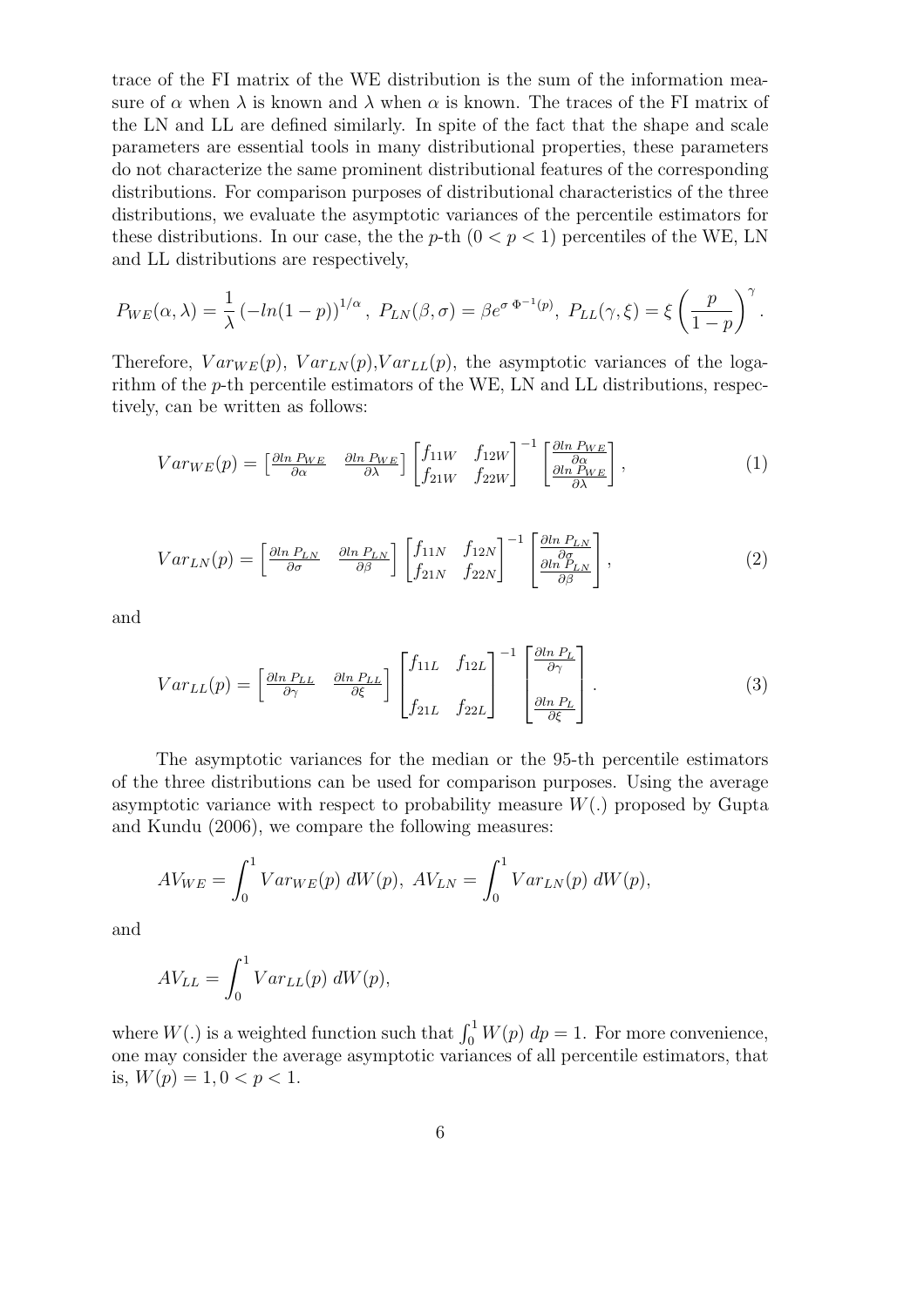trace of the FI matrix of the WE distribution is the sum of the information measure of $\alpha$ when $\lambda$ is known and $\lambda$ when $\alpha$ is known. The traces of the FI matrix of the LN and LL are defined similarly. In spite of the fact that the shape and scale parameters are essential tools in many distributional properties, these parameters do not characterize the same prominent distributional features of the corresponding distributions. For comparison purposes of distributional characteristics of the three distributions, we evaluate the asymptotic variances of the percentile estimators for these distributions. In our case, the the $p$-th $(0 < p < 1)$ percentiles of the WE, LN and LL distributions are respectively,

$$P_{WE}(\alpha, \lambda) = \frac{1}{\lambda}\left(-ln(1-p)\right)^{1/\alpha},\ P_{LN}(\beta, \sigma) = \beta e^{\sigma\ \Phi^{-1}(p)},\ P_{LL}(\gamma, \xi) = \xi\left(\frac{p}{1-p}\right)^{\gamma}.$$

Therefore, $Var_{WE}(p)$, $Var_{LN}(p)$,$Var_{LL}(p)$, the asymptotic variances of the logarithm of the $p$-th percentile estimators of the WE, LN and LL distributions, respectively, can be written as follows:

$$Var_{WE}(p) = \begin{bmatrix} \frac{\partial ln\ P_{WE}}{\partial \alpha} & \frac{\partial ln\ P_{WE}}{\partial \lambda} \end{bmatrix} \begin{bmatrix} f_{11W} & f_{12W} \\ f_{21W} & f_{22W} \end{bmatrix}^{-1} \begin{bmatrix} \frac{\partial ln\ P_{WE}}{\partial \alpha} \\ \frac{\partial ln\ P_{WE}}{\partial \lambda} \end{bmatrix}, \tag{1}$$

$$Var_{LN}(p) = \begin{bmatrix} \frac{\partial ln\ P_{LN}}{\partial \sigma} & \frac{\partial ln\ P_{LN}}{\partial \beta} \end{bmatrix} \begin{bmatrix} f_{11N} & f_{12N} \\ f_{21N} & f_{22N} \end{bmatrix}^{-1} \begin{bmatrix} \frac{\partial ln\ P_{LN}}{\partial \sigma} \\ \frac{\partial ln\ P_{LN}}{\partial \beta} \end{bmatrix}, \tag{2}$$

and

$$Var_{LL}(p) = \begin{bmatrix} \frac{\partial ln\ P_{LL}}{\partial \gamma} & \frac{\partial ln\ P_{LL}}{\partial \xi} \end{bmatrix} \begin{bmatrix} f_{11L} & f_{12L} \\ f_{21L} & f_{22L} \end{bmatrix}^{-1} \begin{bmatrix} \frac{\partial ln\ P_{L}}{\partial \gamma} \\ \frac{\partial ln\ P_{L}}{\partial \xi} \end{bmatrix}. \tag{3}$$

The asymptotic variances for the median or the 95-th percentile estimators of the three distributions can be used for comparison purposes. Using the average asymptotic variance with respect to probability measure $W(.)$ proposed by Gupta and Kundu (2006), we compare the following measures:

$$AV_{WE} = \int_0^1 Var_{WE}(p)\ dW(p),\ AV_{LN} = \int_0^1 Var_{LN}(p)\ dW(p),$$

and

$$AV_{LL} = \int_0^1 Var_{LL}(p)\ dW(p),$$

where $W(.)$ is a weighted function such that $\int_0^1 W(p)\ dp = 1$. For more convenience, one may consider the average asymptotic variances of all percentile estimators, that is, $W(p) = 1, 0 < p < 1$.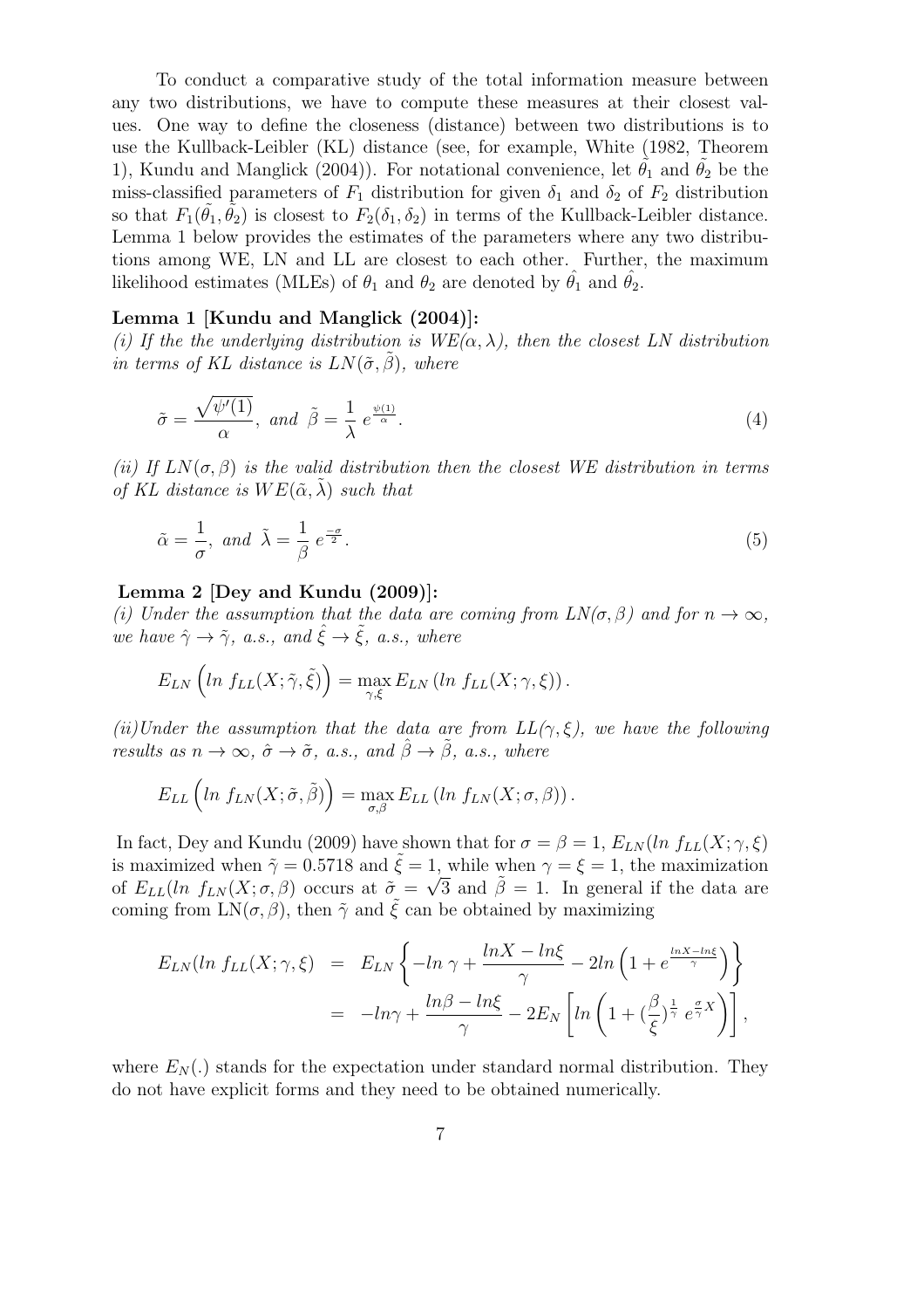To conduct a comparative study of the total information measure between any two distributions, we have to compute these measures at their closest values. One way to define the closeness (distance) between two distributions is to use the Kullback-Leibler (KL) distance (see, for example, White (1982, Theorem 1), Kundu and Manglick (2004)). For notational convenience, let $\tilde{\theta}_1$ and $\tilde{\theta}_2$ be the miss-classified parameters of $F_1$ distribution for given $\delta_1$ and $\delta_2$ of $F_2$ distribution so that $F_1(\tilde{\theta}_1, \tilde{\theta}_2)$ is closest to $F_2(\delta_1, \delta_2)$ in terms of the Kullback-Leibler distance. Lemma 1 below provides the estimates of the parameters where any two distributions among WE, LN and LL are closest to each other. Further, the maximum likelihood estimates (MLEs) of $\theta_1$ and $\theta_2$ are denoted by $\hat{\theta}_1$ and $\hat{\theta}_2$.

**Lemma 1 [Kundu and Manglick (2004)]:**
*(i) If the the underlying distribution is WE($\alpha, \lambda$), then the closest LN distribution in terms of KL distance is LN($\tilde{\sigma}, \tilde{\beta}$), where*

$$\tilde{\sigma} = \frac{\sqrt{\psi'(1)}}{\alpha}, \text{ and } \tilde{\beta} = \frac{1}{\lambda}\, e^{\frac{\psi(1)}{\alpha}}. \tag{4}$$

*(ii) If LN($\sigma, \beta$) is the valid distribution then the closest WE distribution in terms of KL distance is $WE(\tilde{\alpha}, \tilde{\lambda})$ such that*

$$\tilde{\alpha} = \frac{1}{\sigma}, \text{ and } \tilde{\lambda} = \frac{1}{\beta}\, e^{\frac{-\sigma}{2}}. \tag{5}$$

**Lemma 2 [Dey and Kundu (2009)]:**
*(i) Under the assumption that the data are coming from LN($\sigma, \beta$) and for $n \to \infty$, we have $\hat{\gamma} \to \tilde{\gamma}$, a.s., and $\hat{\xi} \to \tilde{\xi}$, a.s., where*

$$E_{LN}\left(ln\ f_{LL}(X; \tilde{\gamma}, \tilde{\xi})\right) = \max_{\gamma,\xi} E_{LN}\left(ln\ f_{LL}(X; \gamma, \xi)\right).$$

*(ii)Under the assumption that the data are from LL($\gamma, \xi$), we have the following results as $n \to \infty$, $\hat{\sigma} \to \tilde{\sigma}$, a.s., and $\hat{\beta} \to \tilde{\beta}$, a.s., where*

$$E_{LL}\left(ln\ f_{LN}(X; \tilde{\sigma}, \tilde{\beta})\right) = \max_{\sigma,\beta} E_{LL}\left(ln\ f_{LN}(X; \sigma, \beta)\right).$$

In fact, Dey and Kundu (2009) have shown that for $\sigma = \beta = 1$, $E_{LN}(ln\ f_{LL}(X; \gamma, \xi)$ is maximized when $\tilde{\gamma} = 0.5718$ and $\tilde{\xi} = 1$, while when $\gamma = \xi = 1$, the maximization of $E_{LL}(ln\ f_{LN}(X; \sigma, \beta)$ occurs at $\tilde{\sigma} = \sqrt{3}$ and $\tilde{\beta} = 1$. In general if the data are coming from LN($\sigma, \beta$), then $\tilde{\gamma}$ and $\tilde{\xi}$ can be obtained by maximizing

$$\begin{aligned}
E_{LN}(ln\ f_{LL}(X; \gamma, \xi) &= E_{LN}\left\{-ln\ \gamma + \frac{lnX - ln\xi}{\gamma} - 2ln\left(1 + e^{\frac{lnX - ln\xi}{\gamma}}\right)\right\} \\
&= -ln\gamma + \frac{ln\beta - ln\xi}{\gamma} - 2E_N\left[ln\left(1 + (\frac{\beta}{\xi})^{\frac{1}{\gamma}}\ e^{\frac{\sigma}{\gamma}X}\right)\right],
\end{aligned}$$

where $E_N(.)$ stands for the expectation under standard normal distribution. They do not have explicit forms and they need to be obtained numerically.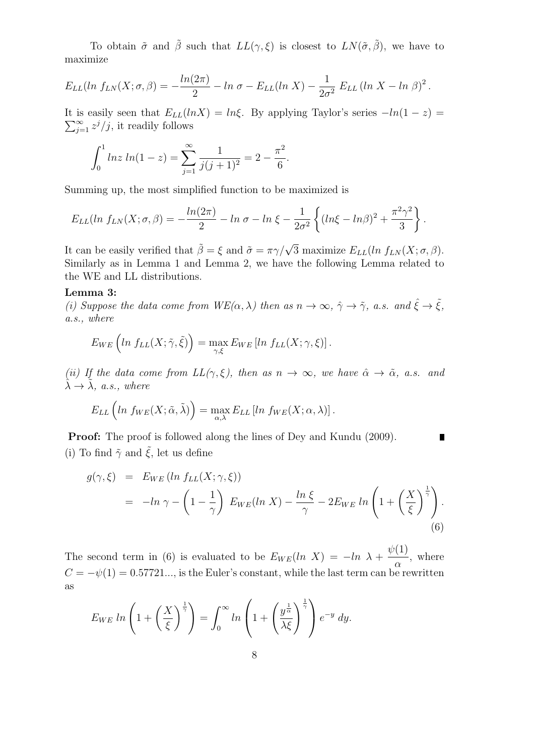To obtain $\tilde{\sigma}$ and $\tilde{\beta}$ such that $LL(\gamma, \xi)$ is closest to $LN(\tilde{\sigma}, \tilde{\beta})$, we have to maximize

$$E_{LL}(ln\ f_{LN}(X;\sigma,\beta) = -\frac{ln(2\pi)}{2} - ln\ \sigma - E_{LL}(ln\ X) - \frac{1}{2\sigma^2}\ E_{LL}\left(ln\ X - ln\ \beta\right)^2.$$

It is easily seen that $E_{LL}(lnX) = ln\xi$. By applying Taylor's series $-ln(1-z) = \sum_{j=1}^{\infty} z^j/j$, it readily follows

$$\int_0^1 lnz\ ln(1-z) = \sum_{j=1}^{\infty} \frac{1}{j(j+1)^2} = 2 - \frac{\pi^2}{6}.$$

Summing up, the most simplified function to be maximized is

$$E_{LL}(ln\ f_{LN}(X;\sigma,\beta) = -\frac{ln(2\pi)}{2} - ln\ \sigma - ln\ \xi - \frac{1}{2\sigma^2}\left\{(ln\xi - ln\beta)^2 + \frac{\pi^2\gamma^2}{3}\right\}.$$

It can be easily verified that $\tilde{\beta} = \xi$ and $\tilde{\sigma} = \pi\gamma/\sqrt{3}$ maximize $E_{LL}(ln\ f_{LN}(X;\sigma,\beta)$. Similarly as in Lemma 1 and Lemma 2, we have the following Lemma related to the WE and LL distributions.

**Lemma 3:**
*(i) Suppose the data come from $WE(\alpha,\lambda)$ then as $n \to \infty$, $\hat{\gamma} \to \tilde{\gamma}$, a.s. and $\hat{\xi} \to \tilde{\xi}$, a.s., where*

$$E_{WE}\left(ln\ f_{LL}(X;\tilde{\gamma},\tilde{\xi})\right) = \max_{\gamma,\xi} E_{WE}\left[ln\ f_{LL}(X;\gamma,\xi)\right].$$

*(ii) If the data come from $LL(\gamma,\xi)$, then as $n \to \infty$, we have $\hat{\alpha} \to \tilde{\alpha}$, a.s. and $\hat{\lambda} \to \tilde{\lambda}$, a.s., where*

$$E_{LL}\left(ln\ f_{WE}(X;\tilde{\alpha},\tilde{\lambda})\right) = \max_{\alpha,\lambda} E_{LL}\left[ln\ f_{WE}(X;\alpha,\lambda)\right].$$

**Proof:** The proof is followed along the lines of Dey and Kundu (2009). ∎

(i) To find $\tilde{\gamma}$ and $\tilde{\xi}$, let us define

$$\begin{aligned} g(\gamma,\xi) &= E_{WE}\left(ln\ f_{LL}(X;\gamma,\xi)\right) \\ &= -ln\ \gamma - \left(1 - \frac{1}{\gamma}\right)\ E_{WE}(ln\ X) - \frac{ln\ \xi}{\gamma} - 2E_{WE}\ ln\left(1 + \left(\frac{X}{\xi}\right)^{\frac{1}{\gamma}}\right). \end{aligned} \tag{6}$$

The second term in (6) is evaluated to be $E_{WE}(ln\ X) = -ln\ \lambda + \dfrac{\psi(1)}{\alpha}$, where $C = -\psi(1) = 0.57721...$, is the Euler's constant, while the last term can be rewritten as

$$E_{WE}\ ln\left(1 + \left(\frac{X}{\xi}\right)^{\frac{1}{\gamma}}\right) = \int_0^{\infty} ln\left(1 + \left(\frac{y^{\frac{1}{\alpha}}}{\lambda\xi}\right)^{\frac{1}{\gamma}}\right) e^{-y}\ dy.$$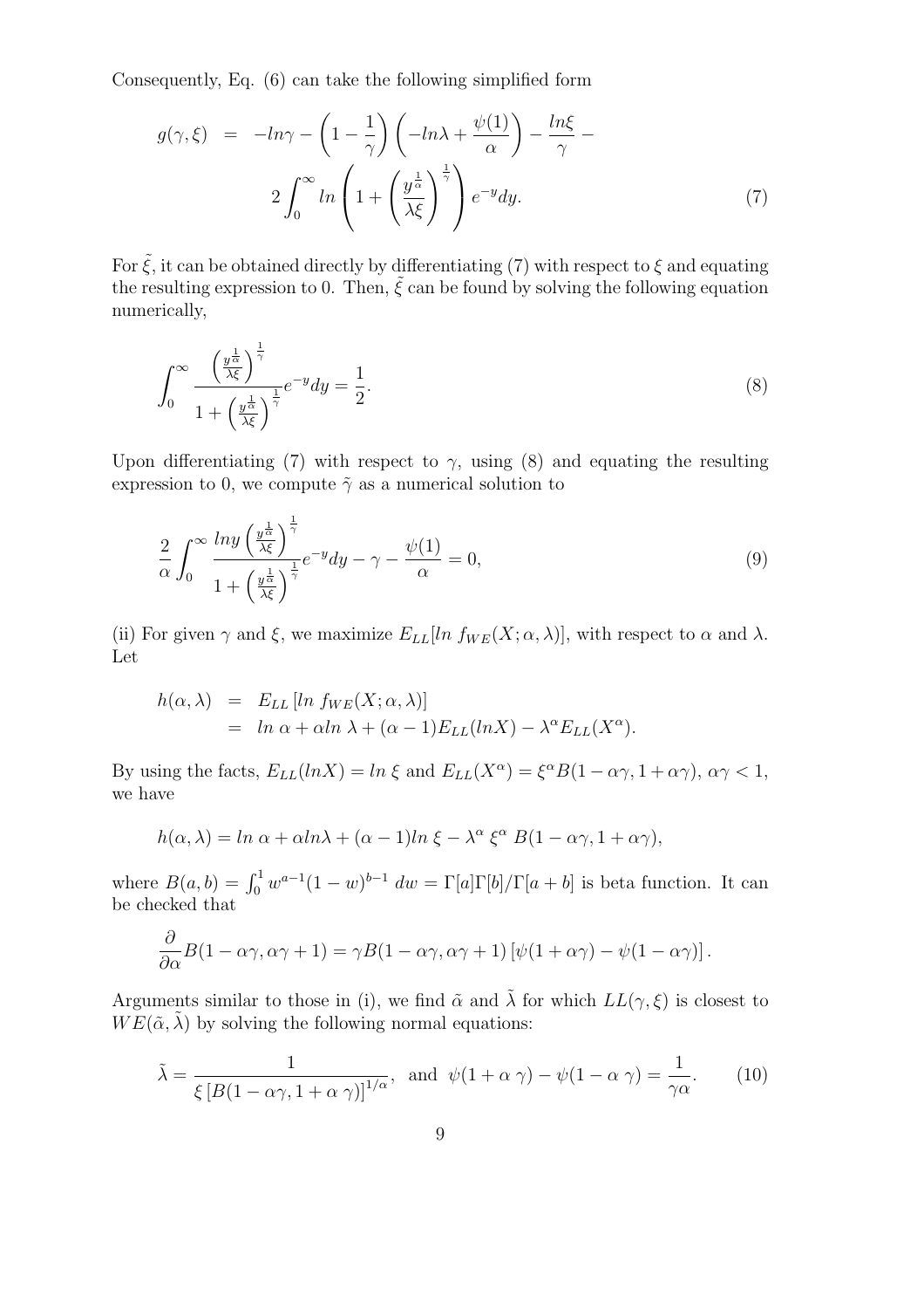Consequently, Eq. (6) can take the following simplified form

$$
\begin{aligned}
g(\gamma,\xi) &= -ln\gamma - \left(1-\frac{1}{\gamma}\right)\left(-ln\lambda + \frac{\psi(1)}{\alpha}\right) - \frac{ln\xi}{\gamma} - \\
&\quad 2\int_0^\infty ln\left(1+\left(\frac{y^{\frac{1}{\alpha}}}{\lambda\xi}\right)^{\frac{1}{\gamma}}\right)e^{-y}dy. \qquad (7)
\end{aligned}
$$

For $\tilde{\xi}$, it can be obtained directly by differentiating (7) with respect to $\xi$ and equating the resulting expression to 0. Then, $\tilde{\xi}$ can be found by solving the following equation numerically,

$$
\int_0^\infty \frac{\left(\frac{y^{\frac{1}{\alpha}}}{\lambda\xi}\right)^{\frac{1}{\gamma}}}{1+\left(\frac{y^{\frac{1}{\alpha}}}{\lambda\xi}\right)^{\frac{1}{\gamma}}}e^{-y}dy = \frac{1}{2}. \qquad (8)
$$

Upon differentiating (7) with respect to $\gamma$, using (8) and equating the resulting expression to 0, we compute $\tilde{\gamma}$ as a numerical solution to

$$
\frac{2}{\alpha}\int_0^\infty \frac{lny\left(\frac{y^{\frac{1}{\alpha}}}{\lambda\xi}\right)^{\frac{1}{\gamma}}}{1+\left(\frac{y^{\frac{1}{\alpha}}}{\lambda\xi}\right)^{\frac{1}{\gamma}}}e^{-y}dy - \gamma - \frac{\psi(1)}{\alpha} = 0, \qquad (9)
$$

(ii) For given $\gamma$ and $\xi$, we maximize $E_{LL}[ln\ f_{WE}(X;\alpha,\lambda)]$, with respect to $\alpha$ and $\lambda$. Let

$$
\begin{aligned}
h(\alpha,\lambda) &= E_{LL}\left[ln\ f_{WE}(X;\alpha,\lambda)\right] \\
&= ln\ \alpha + \alpha ln\ \lambda + (\alpha-1)E_{LL}(lnX) - \lambda^\alpha E_{LL}(X^\alpha).
\end{aligned}
$$

By using the facts, $E_{LL}(lnX) = ln\ \xi$ and $E_{LL}(X^\alpha) = \xi^\alpha B(1-\alpha\gamma, 1+\alpha\gamma)$, $\alpha\gamma < 1$, we have

$$
h(\alpha,\lambda) = ln\ \alpha + \alpha ln\lambda + (\alpha-1)ln\ \xi - \lambda^\alpha\ \xi^\alpha\ B(1-\alpha\gamma, 1+\alpha\gamma),
$$

where $B(a,b) = \int_0^1 w^{a-1}(1-w)^{b-1}\ dw = \Gamma[a]\Gamma[b]/\Gamma[a+b]$ is beta function. It can be checked that

$$
\frac{\partial}{\partial\alpha}B(1-\alpha\gamma, \alpha\gamma+1) = \gamma B(1-\alpha\gamma, \alpha\gamma+1)\left[\psi(1+\alpha\gamma) - \psi(1-\alpha\gamma)\right].
$$

Arguments similar to those in (i), we find $\tilde{\alpha}$ and $\tilde{\lambda}$ for which $LL(\gamma,\xi)$ is closest to $WE(\tilde{\alpha},\tilde{\lambda})$ by solving the following normal equations:

$$
\tilde{\lambda} = \frac{1}{\xi\left[B(1-\alpha\gamma, 1+\alpha\ \gamma)\right]^{1/\alpha}}, \ \text{ and } \ \psi(1+\alpha\ \gamma) - \psi(1-\alpha\ \gamma) = \frac{1}{\gamma\alpha}. \qquad (10)
$$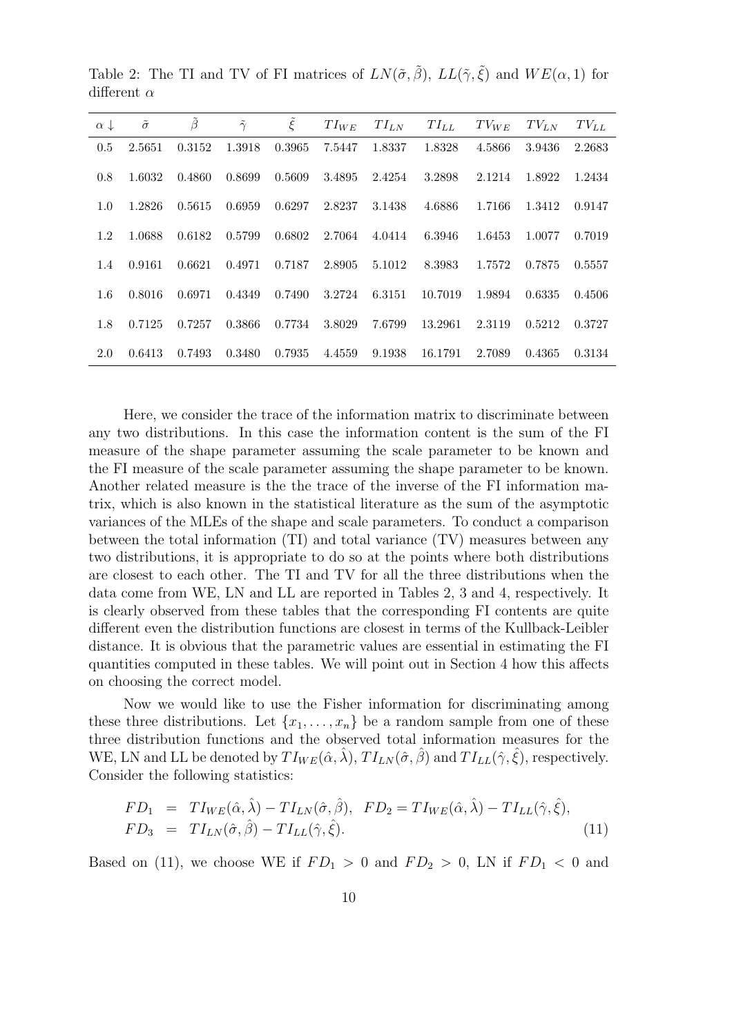Table 2: The TI and TV of FI matrices of $LN(\tilde{\sigma}, \tilde{\beta})$, $LL(\tilde{\gamma}, \tilde{\xi})$ and $WE(\alpha, 1)$ for different $\alpha$

| $\alpha \downarrow$ | $\tilde{\sigma}$ | $\tilde{\beta}$ | $\tilde{\gamma}$ | $\tilde{\xi}$ | $TI_{WE}$ | $TI_{LN}$ | $TI_{LL}$ | $TV_{WE}$ | $TV_{LN}$ | $TV_{LL}$ |
|---|---|---|---|---|---|---|---|---|---|---|
| 0.5 | 2.5651 | 0.3152 | 1.3918 | 0.3965 | 7.5447 | 1.8337 | 1.8328 | 4.5866 | 3.9436 | 2.2683 |
| 0.8 | 1.6032 | 0.4860 | 0.8699 | 0.5609 | 3.4895 | 2.4254 | 3.2898 | 2.1214 | 1.8922 | 1.2434 |
| 1.0 | 1.2826 | 0.5615 | 0.6959 | 0.6297 | 2.8237 | 3.1438 | 4.6886 | 1.7166 | 1.3412 | 0.9147 |
| 1.2 | 1.0688 | 0.6182 | 0.5799 | 0.6802 | 2.7064 | 4.0414 | 6.3946 | 1.6453 | 1.0077 | 0.7019 |
| 1.4 | 0.9161 | 0.6621 | 0.4971 | 0.7187 | 2.8905 | 5.1012 | 8.3983 | 1.7572 | 0.7875 | 0.5557 |
| 1.6 | 0.8016 | 0.6971 | 0.4349 | 0.7490 | 3.2724 | 6.3151 | 10.7019 | 1.9894 | 0.6335 | 0.4506 |
| 1.8 | 0.7125 | 0.7257 | 0.3866 | 0.7734 | 3.8029 | 7.6799 | 13.2961 | 2.3119 | 0.5212 | 0.3727 |
| 2.0 | 0.6413 | 0.7493 | 0.3480 | 0.7935 | 4.4559 | 9.1938 | 16.1791 | 2.7089 | 0.4365 | 0.3134 |

Here, we consider the trace of the information matrix to discriminate between any two distributions. In this case the information content is the sum of the FI measure of the shape parameter assuming the scale parameter to be known and the FI measure of the scale parameter assuming the shape parameter to be known. Another related measure is the the trace of the inverse of the FI information matrix, which is also known in the statistical literature as the sum of the asymptotic variances of the MLEs of the shape and scale parameters. To conduct a comparison between the total information (TI) and total variance (TV) measures between any two distributions, it is appropriate to do so at the points where both distributions are closest to each other. The TI and TV for all the three distributions when the data come from WE, LN and LL are reported in Tables 2, 3 and 4, respectively. It is clearly observed from these tables that the corresponding FI contents are quite different even the distribution functions are closest in terms of the Kullback-Leibler distance. It is obvious that the parametric values are essential in estimating the FI quantities computed in these tables. We will point out in Section 4 how this affects on choosing the correct model.

Now we would like to use the Fisher information for discriminating among these three distributions. Let $\{x_1, \ldots, x_n\}$ be a random sample from one of these three distribution functions and the observed total information measures for the WE, LN and LL be denoted by $TI_{WE}(\hat{\alpha}, \hat{\lambda})$, $TI_{LN}(\hat{\sigma}, \hat{\beta})$ and $TI_{LL}(\hat{\gamma}, \hat{\xi})$, respectively. Consider the following statistics:

$$
\begin{aligned}
FD_1 &= TI_{WE}(\hat{\alpha}, \hat{\lambda}) - TI_{LN}(\hat{\sigma}, \hat{\beta}), \quad FD_2 = TI_{WE}(\hat{\alpha}, \hat{\lambda}) - TI_{LL}(\hat{\gamma}, \hat{\xi}), \\
FD_3 &= TI_{LN}(\hat{\sigma}, \hat{\beta}) - TI_{LL}(\hat{\gamma}, \hat{\xi}). \qquad (11)
\end{aligned}
$$

Based on (11), we choose WE if $FD_1 > 0$ and $FD_2 > 0$, LN if $FD_1 < 0$ and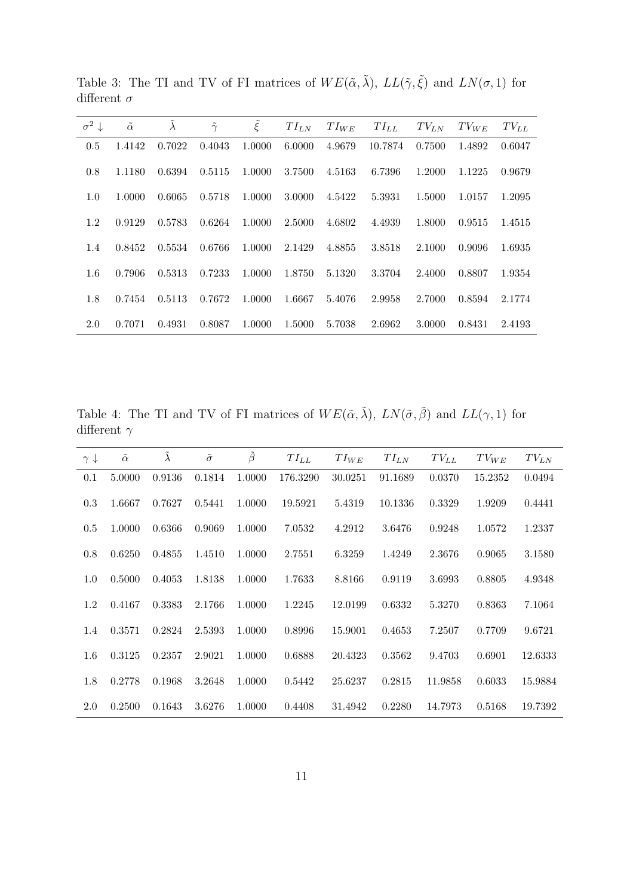Table 3: The TI and TV of FI matrices of $WE(\tilde{\alpha}, \tilde{\lambda})$, $LL(\tilde{\gamma}, \tilde{\xi})$ and $LN(\sigma, 1)$ for different $\sigma$

| $\sigma^2 \downarrow$ | $\tilde{\alpha}$ | $\tilde{\lambda}$ | $\tilde{\gamma}$ | $\tilde{\xi}$ | $TI_{LN}$ | $TI_{WE}$ | $TI_{LL}$ | $TV_{LN}$ | $TV_{WE}$ | $TV_{LL}$ |
|---|---|---|---|---|---|---|---|---|---|---|
| 0.5 | 1.4142 | 0.7022 | 0.4043 | 1.0000 | 6.0000 | 4.9679 | 10.7874 | 0.7500 | 1.4892 | 0.6047 |
| 0.8 | 1.1180 | 0.6394 | 0.5115 | 1.0000 | 3.7500 | 4.5163 | 6.7396 | 1.2000 | 1.1225 | 0.9679 |
| 1.0 | 1.0000 | 0.6065 | 0.5718 | 1.0000 | 3.0000 | 4.5422 | 5.3931 | 1.5000 | 1.0157 | 1.2095 |
| 1.2 | 0.9129 | 0.5783 | 0.6264 | 1.0000 | 2.5000 | 4.6802 | 4.4939 | 1.8000 | 0.9515 | 1.4515 |
| 1.4 | 0.8452 | 0.5534 | 0.6766 | 1.0000 | 2.1429 | 4.8855 | 3.8518 | 2.1000 | 0.9096 | 1.6935 |
| 1.6 | 0.7906 | 0.5313 | 0.7233 | 1.0000 | 1.8750 | 5.1320 | 3.3704 | 2.4000 | 0.8807 | 1.9354 |
| 1.8 | 0.7454 | 0.5113 | 0.7672 | 1.0000 | 1.6667 | 5.4076 | 2.9958 | 2.7000 | 0.8594 | 2.1774 |
| 2.0 | 0.7071 | 0.4931 | 0.8087 | 1.0000 | 1.5000 | 5.7038 | 2.6962 | 3.0000 | 0.8431 | 2.4193 |

Table 4: The TI and TV of FI matrices of $WE(\tilde{\alpha}, \tilde{\lambda})$, $LN(\tilde{\sigma}, \tilde{\beta})$ and $LL(\gamma, 1)$ for different $\gamma$

| $\gamma \downarrow$ | $\tilde{\alpha}$ | $\tilde{\lambda}$ | $\tilde{\sigma}$ | $\tilde{\beta}$ | $TI_{LL}$ | $TI_{WE}$ | $TI_{LN}$ | $TV_{LL}$ | $TV_{WE}$ | $TV_{LN}$ |
|---|---|---|---|---|---|---|---|---|---|---|
| 0.1 | 5.0000 | 0.9136 | 0.1814 | 1.0000 | 176.3290 | 30.0251 | 91.1689 | 0.0370 | 15.2352 | 0.0494 |
| 0.3 | 1.6667 | 0.7627 | 0.5441 | 1.0000 | 19.5921 | 5.4319 | 10.1336 | 0.3329 | 1.9209 | 0.4441 |
| 0.5 | 1.0000 | 0.6366 | 0.9069 | 1.0000 | 7.0532 | 4.2912 | 3.6476 | 0.9248 | 1.0572 | 1.2337 |
| 0.8 | 0.6250 | 0.4855 | 1.4510 | 1.0000 | 2.7551 | 6.3259 | 1.4249 | 2.3676 | 0.9065 | 3.1580 |
| 1.0 | 0.5000 | 0.4053 | 1.8138 | 1.0000 | 1.7633 | 8.8166 | 0.9119 | 3.6993 | 0.8805 | 4.9348 |
| 1.2 | 0.4167 | 0.3383 | 2.1766 | 1.0000 | 1.2245 | 12.0199 | 0.6332 | 5.3270 | 0.8363 | 7.1064 |
| 1.4 | 0.3571 | 0.2824 | 2.5393 | 1.0000 | 0.8996 | 15.9001 | 0.4653 | 7.2507 | 0.7709 | 9.6721 |
| 1.6 | 0.3125 | 0.2357 | 2.9021 | 1.0000 | 0.6888 | 20.4323 | 0.3562 | 9.4703 | 0.6901 | 12.6333 |
| 1.8 | 0.2778 | 0.1968 | 3.2648 | 1.0000 | 0.5442 | 25.6237 | 0.2815 | 11.9858 | 0.6033 | 15.9884 |
| 2.0 | 0.2500 | 0.1643 | 3.6276 | 1.0000 | 0.4408 | 31.4942 | 0.2280 | 14.7973 | 0.5168 | 19.7392 |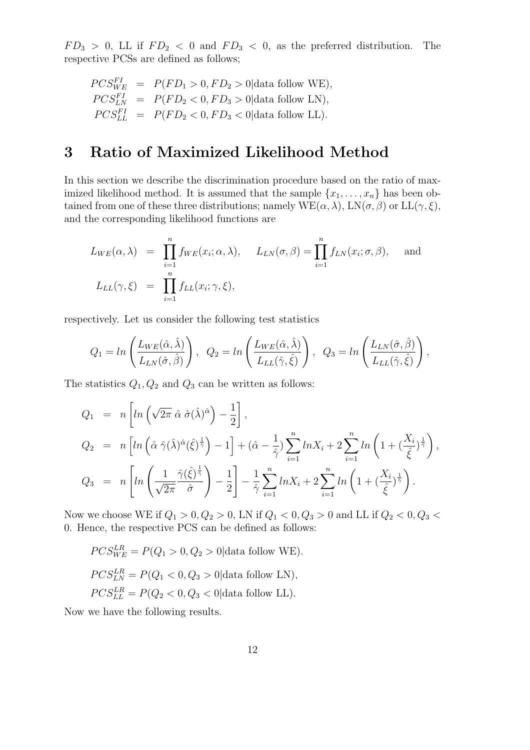$FD_3 > 0$, LL if $FD_2 < 0$ and $FD_3 < 0$, as the preferred distribution. The respective PCSs are defined as follows;

$$
\begin{aligned}
PCS_{WE}^{FI} &= P(FD_1 > 0, FD_2 > 0 | \text{data follow WE}), \\
PCS_{LN}^{FI} &= P(FD_2 < 0, FD_3 > 0 | \text{data follow LN}), \\
PCS_{LL}^{FI} &= P(FD_2 < 0, FD_3 < 0 | \text{data follow LL}).
\end{aligned}
$$

# 3 Ratio of Maximized Likelihood Method

In this section we describe the discrimination procedure based on the ratio of maximized likelihood method. It is assumed that the sample $\{x_1, \ldots, x_n\}$ has been obtained from one of these three distributions; namely WE$(\alpha, \lambda)$, LN$(\sigma, \beta)$ or LL$(\gamma, \xi)$, and the corresponding likelihood functions are

$$
\begin{aligned}
L_{WE}(\alpha, \lambda) &= \prod_{i=1}^{n} f_{WE}(x_i; \alpha, \lambda), \quad L_{LN}(\sigma, \beta) = \prod_{i=1}^{n} f_{LN}(x_i; \sigma, \beta), \quad \text{and} \\
L_{LL}(\gamma, \xi) &= \prod_{i=1}^{n} f_{LL}(x_i; \gamma, \xi),
\end{aligned}
$$

respectively. Let us consider the following test statistics

$$
Q_1 = ln\left(\frac{L_{WE}(\hat{\alpha}, \hat{\lambda})}{L_{LN}(\hat{\sigma}, \hat{\beta})}\right), \quad Q_2 = ln\left(\frac{L_{WE}(\hat{\alpha}, \hat{\lambda})}{L_{LL}(\hat{\gamma}, \hat{\xi})}\right), \quad Q_3 = ln\left(\frac{L_{LN}(\hat{\sigma}, \hat{\beta})}{L_{LL}(\hat{\gamma}, \hat{\xi})}\right),
$$

The statistics $Q_1, Q_2$ and $Q_3$ can be written as follows:

$$
\begin{aligned}
Q_1 &= n\left[ln\left(\sqrt{2\pi}\ \hat{\alpha}\ \hat{\sigma}(\hat{\lambda})^{\hat{\alpha}}\right) - \frac{1}{2}\right], \\
Q_2 &= n\left[ln\left(\hat{\alpha}\ \hat{\gamma}(\hat{\lambda})^{\hat{\alpha}}(\hat{\xi})^{\frac{1}{\hat{\gamma}}}\right) - 1\right] + (\hat{\alpha} - \frac{1}{\hat{\gamma}})\sum_{i=1}^{n} lnX_i + 2\sum_{i=1}^{n} ln\left(1 + (\frac{X_i}{\hat{\xi}})^{\frac{1}{\hat{\gamma}}}\right), \\
Q_3 &= n\left[ln\left(\frac{1}{\sqrt{2\pi}}\frac{\hat{\gamma}(\hat{\xi})^{\frac{1}{\hat{\gamma}}}}{\hat{\sigma}}\right) - \frac{1}{2}\right] - \frac{1}{\hat{\gamma}}\sum_{i=1}^{n} lnX_i + 2\sum_{i=1}^{n} ln\left(1 + (\frac{X_i}{\hat{\xi}})^{\frac{1}{\hat{\gamma}}}\right).
\end{aligned}
$$

Now we choose WE if $Q_1 > 0, Q_2 > 0$, LN if $Q_1 < 0, Q_3 > 0$ and LL if $Q_2 < 0, Q_3 < 0$. Hence, the respective PCS can be defined as follows:

$$PCS_{WE}^{LR} = P(Q_1 > 0, Q_2 > 0 | \text{data follow WE}).$$

$$PCS_{LN}^{LR} = P(Q_1 < 0, Q_3 > 0 | \text{data follow LN}),$$

$$PCS_{LL}^{LR} = P(Q_2 < 0, Q_3 < 0 | \text{data follow LL}).$$

Now we have the following results.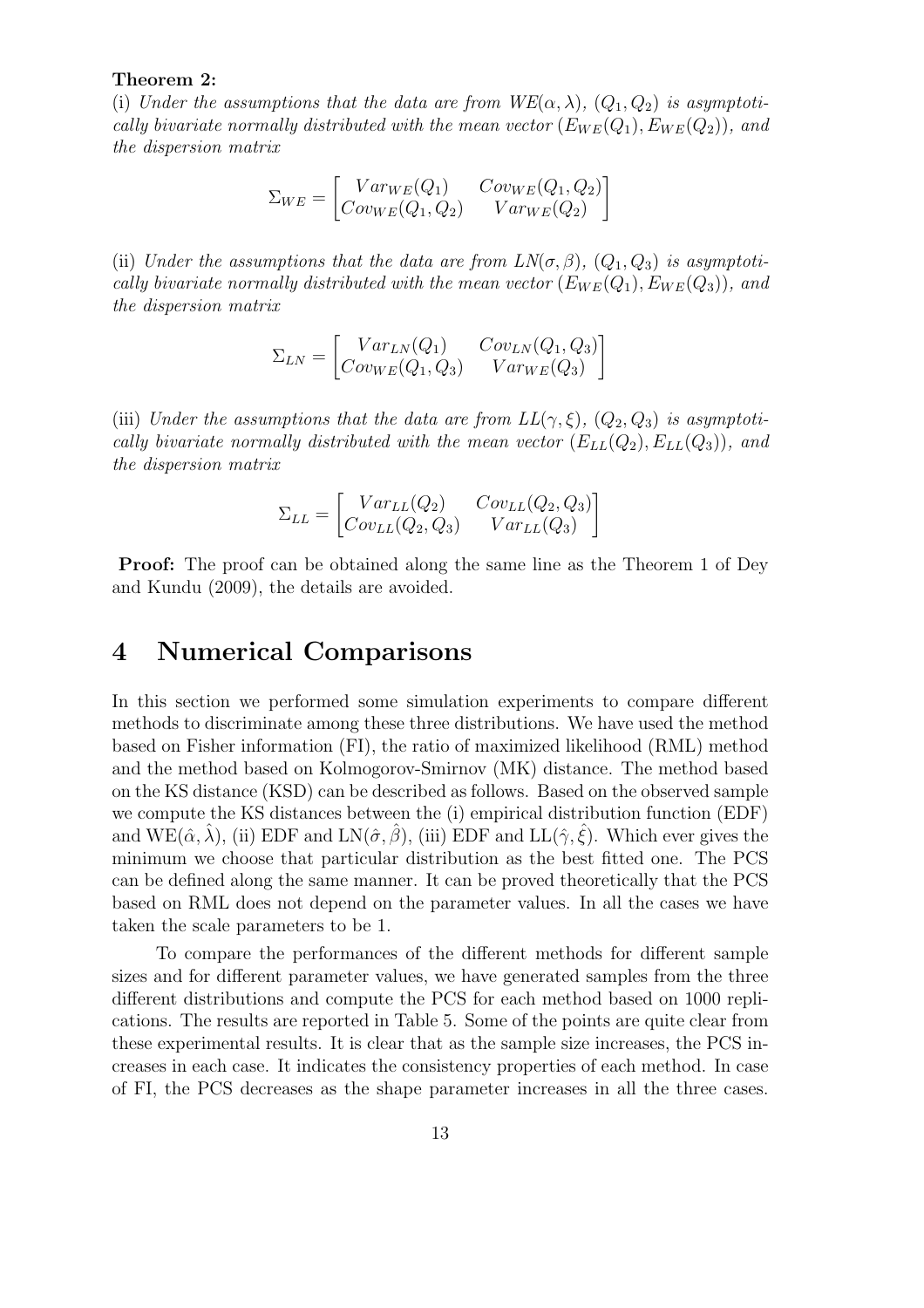**Theorem 2:**

(i) *Under the assumptions that the data are from $WE(\alpha, \lambda)$, $(Q_1, Q_2)$ is asymptotically bivariate normally distributed with the mean vector $(E_{WE}(Q_1), E_{WE}(Q_2))$, and the dispersion matrix*

$$\Sigma_{WE} = \begin{bmatrix} Var_{WE}(Q_1) & Cov_{WE}(Q_1, Q_2) \\ Cov_{WE}(Q_1, Q_2) & Var_{WE}(Q_2) \end{bmatrix}$$

(ii) *Under the assumptions that the data are from $LN(\sigma, \beta)$, $(Q_1, Q_3)$ is asymptotically bivariate normally distributed with the mean vector $(E_{WE}(Q_1), E_{WE}(Q_3))$, and the dispersion matrix*

$$\Sigma_{LN} = \begin{bmatrix} Var_{LN}(Q_1) & Cov_{LN}(Q_1, Q_3) \\ Cov_{WE}(Q_1, Q_3) & Var_{WE}(Q_3) \end{bmatrix}$$

(iii) *Under the assumptions that the data are from $LL(\gamma, \xi)$, $(Q_2, Q_3)$ is asymptotically bivariate normally distributed with the mean vector $(E_{LL}(Q_2), E_{LL}(Q_3))$, and the dispersion matrix*

$$\Sigma_{LL} = \begin{bmatrix} Var_{LL}(Q_2) & Cov_{LL}(Q_2, Q_3) \\ Cov_{LL}(Q_2, Q_3) & Var_{LL}(Q_3) \end{bmatrix}$$

**Proof:** The proof can be obtained along the same line as the Theorem 1 of Dey and Kundu (2009), the details are avoided.

# 4 Numerical Comparisons

In this section we performed some simulation experiments to compare different methods to discriminate among these three distributions. We have used the method based on Fisher information (FI), the ratio of maximized likelihood (RML) method and the method based on Kolmogorov-Smirnov (MK) distance. The method based on the KS distance (KSD) can be described as follows. Based on the observed sample we compute the KS distances between the (i) empirical distribution function (EDF) and WE$(\hat{\alpha}, \hat{\lambda})$, (ii) EDF and LN$(\hat{\sigma}, \hat{\beta})$, (iii) EDF and LL$(\hat{\gamma}, \hat{\xi})$. Which ever gives the minimum we choose that particular distribution as the best fitted one. The PCS can be defined along the same manner. It can be proved theoretically that the PCS based on RML does not depend on the parameter values. In all the cases we have taken the scale parameters to be 1.

To compare the performances of the different methods for different sample sizes and for different parameter values, we have generated samples from the three different distributions and compute the PCS for each method based on 1000 replications. The results are reported in Table 5. Some of the points are quite clear from these experimental results. It is clear that as the sample size increases, the PCS increases in each case. It indicates the consistency properties of each method. In case of FI, the PCS decreases as the shape parameter increases in all the three cases.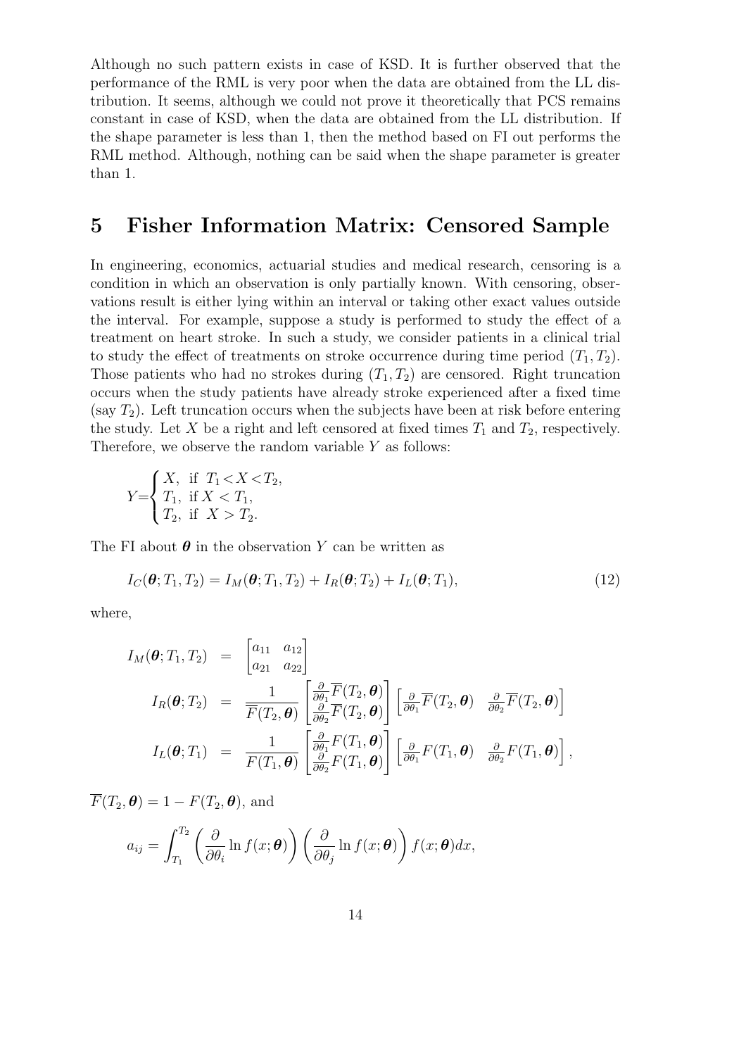Although no such pattern exists in case of KSD. It is further observed that the performance of the RML is very poor when the data are obtained from the LL distribution. It seems, although we could not prove it theoretically that PCS remains constant in case of KSD, when the data are obtained from the LL distribution. If the shape parameter is less than 1, then the method based on FI out performs the RML method. Although, nothing can be said when the shape parameter is greater than 1.

## 5 Fisher Information Matrix: Censored Sample

In engineering, economics, actuarial studies and medical research, censoring is a condition in which an observation is only partially known. With censoring, observations result is either lying within an interval or taking other exact values outside the interval. For example, suppose a study is performed to study the effect of a treatment on heart stroke. In such a study, we consider patients in a clinical trial to study the effect of treatments on stroke occurrence during time period $(T_1, T_2)$. Those patients who had no strokes during $(T_1, T_2)$ are censored. Right truncation occurs when the study patients have already stroke experienced after a fixed time (say $T_2$). Left truncation occurs when the subjects have been at risk before entering the study. Let $X$ be a right and left censored at fixed times $T_1$ and $T_2$, respectively. Therefore, we observe the random variable $Y$ as follows:

$$Y=\begin{cases} X, & \text{if } T_1 < X < T_2, \\ T_1, & \text{if } X < T_1, \\ T_2, & \text{if } X > T_2. \end{cases}$$

The FI about $\boldsymbol{\theta}$ in the observation $Y$ can be written as

$$I_C(\boldsymbol{\theta}; T_1, T_2) = I_M(\boldsymbol{\theta}; T_1, T_2) + I_R(\boldsymbol{\theta}; T_2) + I_L(\boldsymbol{\theta}; T_1), \tag{12}$$

where,

$$\begin{aligned}
I_M(\boldsymbol{\theta}; T_1, T_2) &= \begin{bmatrix} a_{11} & a_{12} \\ a_{21} & a_{22} \end{bmatrix} \\
I_R(\boldsymbol{\theta}; T_2) &= \frac{1}{\overline{F}(T_2, \boldsymbol{\theta})} \begin{bmatrix} \frac{\partial}{\partial \theta_1} \overline{F}(T_2, \boldsymbol{\theta}) \\ \frac{\partial}{\partial \theta_2} \overline{F}(T_2, \boldsymbol{\theta}) \end{bmatrix} \begin{bmatrix} \frac{\partial}{\partial \theta_1} \overline{F}(T_2, \boldsymbol{\theta}) & \frac{\partial}{\partial \theta_2} \overline{F}(T_2, \boldsymbol{\theta}) \end{bmatrix} \\
I_L(\boldsymbol{\theta}; T_1) &= \frac{1}{F(T_1, \boldsymbol{\theta})} \begin{bmatrix} \frac{\partial}{\partial \theta_1} F(T_1, \boldsymbol{\theta}) \\ \frac{\partial}{\partial \theta_2} F(T_1, \boldsymbol{\theta}) \end{bmatrix} \begin{bmatrix} \frac{\partial}{\partial \theta_1} F(T_1, \boldsymbol{\theta}) & \frac{\partial}{\partial \theta_2} F(T_1, \boldsymbol{\theta}) \end{bmatrix},
\end{aligned}$$

$\overline{F}(T_2, \boldsymbol{\theta}) = 1 - F(T_2, \boldsymbol{\theta})$, and

$$a_{ij} = \int_{T_1}^{T_2} \left( \frac{\partial}{\partial \theta_i} \ln f(x; \boldsymbol{\theta}) \right) \left( \frac{\partial}{\partial \theta_j} \ln f(x; \boldsymbol{\theta}) \right) f(x; \boldsymbol{\theta}) dx,$$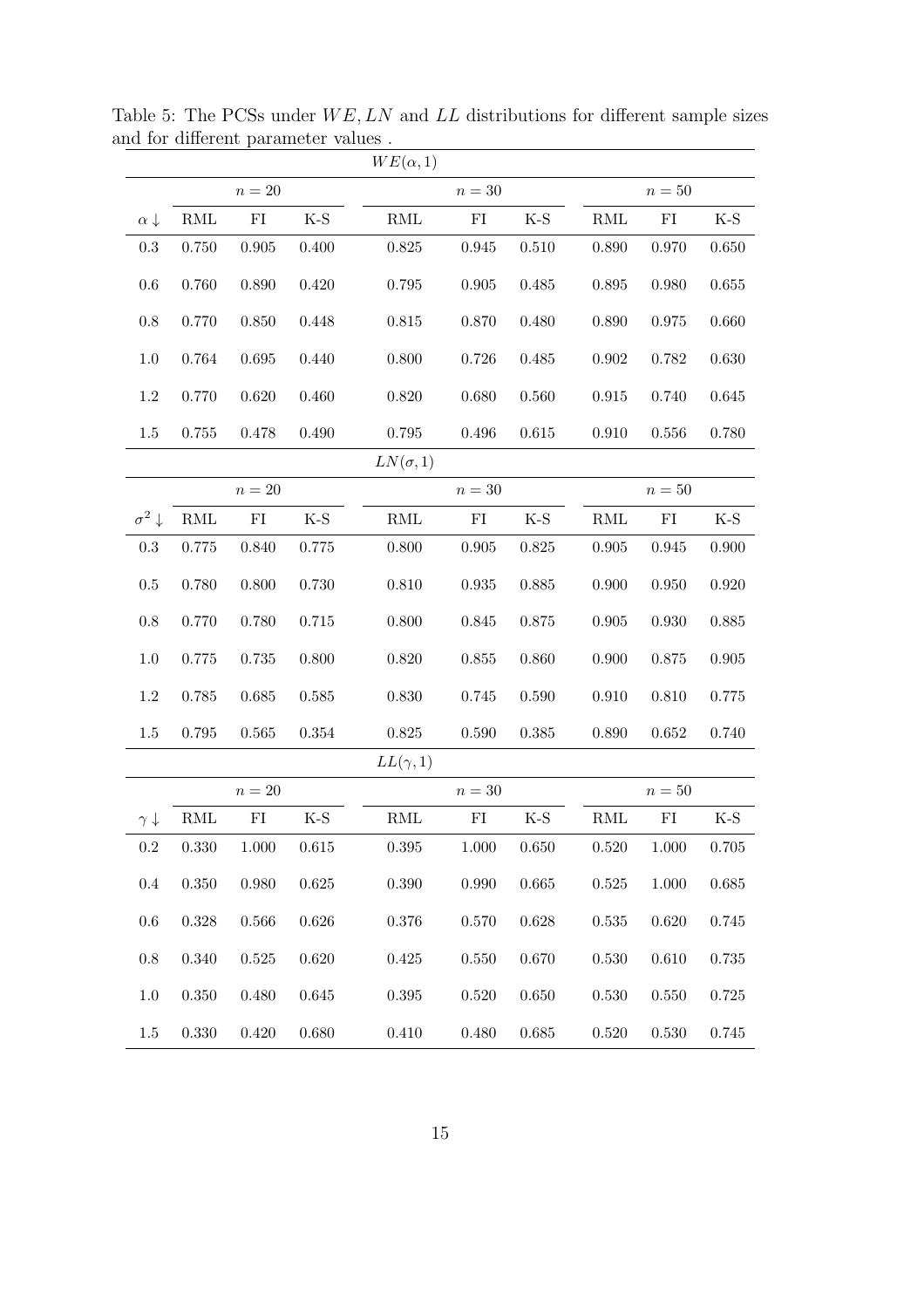Table 5: The PCSs under $WE, LN$ and $LL$ distributions for different sample sizes and for different parameter values .

| $WE(\alpha, 1)$ | | | | | | | | | |
|---|---|---|---|---|---|---|---|---|---|
| | $n = 20$ | | | $n = 30$ | | | $n = 50$ | | |
| $\alpha \downarrow$ | RML | FI | K-S | RML | FI | K-S | RML | FI | K-S |
| 0.3 | 0.750 | 0.905 | 0.400 | 0.825 | 0.945 | 0.510 | 0.890 | 0.970 | 0.650 |
| 0.6 | 0.760 | 0.890 | 0.420 | 0.795 | 0.905 | 0.485 | 0.895 | 0.980 | 0.655 |
| 0.8 | 0.770 | 0.850 | 0.448 | 0.815 | 0.870 | 0.480 | 0.890 | 0.975 | 0.660 |
| 1.0 | 0.764 | 0.695 | 0.440 | 0.800 | 0.726 | 0.485 | 0.902 | 0.782 | 0.630 |
| 1.2 | 0.770 | 0.620 | 0.460 | 0.820 | 0.680 | 0.560 | 0.915 | 0.740 | 0.645 |
| 1.5 | 0.755 | 0.478 | 0.490 | 0.795 | 0.496 | 0.615 | 0.910 | 0.556 | 0.780 |
| $LN(\sigma, 1)$ | | | | | | | | | |
| | $n = 20$ | | | $n = 30$ | | | $n = 50$ | | |
| $\sigma^2 \downarrow$ | RML | FI | K-S | RML | FI | K-S | RML | FI | K-S |
| 0.3 | 0.775 | 0.840 | 0.775 | 0.800 | 0.905 | 0.825 | 0.905 | 0.945 | 0.900 |
| 0.5 | 0.780 | 0.800 | 0.730 | 0.810 | 0.935 | 0.885 | 0.900 | 0.950 | 0.920 |
| 0.8 | 0.770 | 0.780 | 0.715 | 0.800 | 0.845 | 0.875 | 0.905 | 0.930 | 0.885 |
| 1.0 | 0.775 | 0.735 | 0.800 | 0.820 | 0.855 | 0.860 | 0.900 | 0.875 | 0.905 |
| 1.2 | 0.785 | 0.685 | 0.585 | 0.830 | 0.745 | 0.590 | 0.910 | 0.810 | 0.775 |
| 1.5 | 0.795 | 0.565 | 0.354 | 0.825 | 0.590 | 0.385 | 0.890 | 0.652 | 0.740 |
| $LL(\gamma, 1)$ | | | | | | | | | |
| | $n = 20$ | | | $n = 30$ | | | $n = 50$ | | |
| $\gamma \downarrow$ | RML | FI | K-S | RML | FI | K-S | RML | FI | K-S |
| 0.2 | 0.330 | 1.000 | 0.615 | 0.395 | 1.000 | 0.650 | 0.520 | 1.000 | 0.705 |
| 0.4 | 0.350 | 0.980 | 0.625 | 0.390 | 0.990 | 0.665 | 0.525 | 1.000 | 0.685 |
| 0.6 | 0.328 | 0.566 | 0.626 | 0.376 | 0.570 | 0.628 | 0.535 | 0.620 | 0.745 |
| 0.8 | 0.340 | 0.525 | 0.620 | 0.425 | 0.550 | 0.670 | 0.530 | 0.610 | 0.735 |
| 1.0 | 0.350 | 0.480 | 0.645 | 0.395 | 0.520 | 0.650 | 0.530 | 0.550 | 0.725 |
| 1.5 | 0.330 | 0.420 | 0.680 | 0.410 | 0.480 | 0.685 | 0.520 | 0.530 | 0.745 |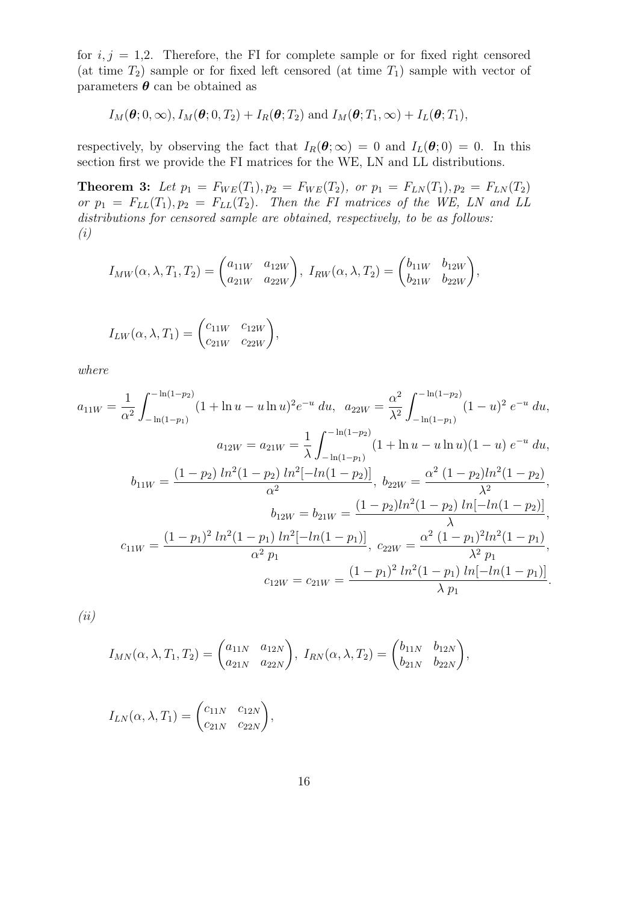for $i, j$ = 1,2. Therefore, the FI for complete sample or for fixed right censored (at time $T_2$) sample or for fixed left censored (at time $T_1$) sample with vector of parameters $\boldsymbol{\theta}$ can be obtained as

$$I_M(\boldsymbol{\theta}; 0, \infty), I_M(\boldsymbol{\theta}; 0, T_2) + I_R(\boldsymbol{\theta}; T_2) \text{ and } I_M(\boldsymbol{\theta}; T_1, \infty) + I_L(\boldsymbol{\theta}; T_1),$$

respectively, by observing the fact that $I_R(\boldsymbol{\theta}; \infty) = 0$ and $I_L(\boldsymbol{\theta}; 0) = 0$. In this section first we provide the FI matrices for the WE, LN and LL distributions.

**Theorem 3:** *Let $p_1 = F_{WE}(T_1), p_2 = F_{WE}(T_2)$, or $p_1 = F_{LN}(T_1), p_2 = F_{LN}(T_2)$ or $p_1 = F_{LL}(T_1), p_2 = F_{LL}(T_2)$. Then the FI matrices of the WE, LN and LL distributions for censored sample are obtained, respectively, to be as follows:*
*(i)*

$$I_{MW}(\alpha, \lambda, T_1, T_2) = \begin{pmatrix} a_{11W} & a_{12W} \\ a_{21W} & a_{22W} \end{pmatrix}, \; I_{RW}(\alpha, \lambda, T_2) = \begin{pmatrix} b_{11W} & b_{12W} \\ b_{21W} & b_{22W} \end{pmatrix},$$

$$I_{LW}(\alpha, \lambda, T_1) = \begin{pmatrix} c_{11W} & c_{12W} \\ c_{21W} & c_{22W} \end{pmatrix},$$

*where*

$$a_{11W} = \frac{1}{\alpha^2} \int_{-\ln(1-p_1)}^{-\ln(1-p_2)} (1 + \ln u - u \ln u)^2 e^{-u} \, du, \quad a_{22W} = \frac{\alpha^2}{\lambda^2} \int_{-\ln(1-p_1)}^{-\ln(1-p_2)} (1-u)^2 \, e^{-u} \, du,$$

$$a_{12W} = a_{21W} = \frac{1}{\lambda} \int_{-\ln(1-p_1)}^{-\ln(1-p_2)} (1 + \ln u - u \ln u)(1-u) \, e^{-u} \, du,$$

$$b_{11W} = \frac{(1-p_2) \, ln^2(1-p_2) \, ln^2[-ln(1-p_2)]}{\alpha^2}, \; b_{22W} = \frac{\alpha^2 \, (1-p_2) ln^2(1-p_2)}{\lambda^2},$$

$$b_{12W} = b_{21W} = \frac{(1-p_2) ln^2(1-p_2) \, ln[-ln(1-p_2)]}{\lambda},$$

$$c_{11W} = \frac{(1-p_1)^2 \, ln^2(1-p_1) \, ln^2[-ln(1-p_1)]}{\alpha^2 \, p_1}, \; c_{22W} = \frac{\alpha^2 \, (1-p_1)^2 ln^2(1-p_1)}{\lambda^2 \, p_1},$$

$$c_{12W} = c_{21W} = \frac{(1-p_1)^2 \, ln^2(1-p_1) \, ln[-ln(1-p_1)]}{\lambda \, p_1}.$$

*(ii)*

$$I_{MN}(\alpha, \lambda, T_1, T_2) = \begin{pmatrix} a_{11N} & a_{12N} \\ a_{21N} & a_{22N} \end{pmatrix}, \; I_{RN}(\alpha, \lambda, T_2) = \begin{pmatrix} b_{11N} & b_{12N} \\ b_{21N} & b_{22N} \end{pmatrix},$$

$$I_{LN}(\alpha, \lambda, T_1) = \begin{pmatrix} c_{11N} & c_{12N} \\ c_{21N} & c_{22N} \end{pmatrix},$$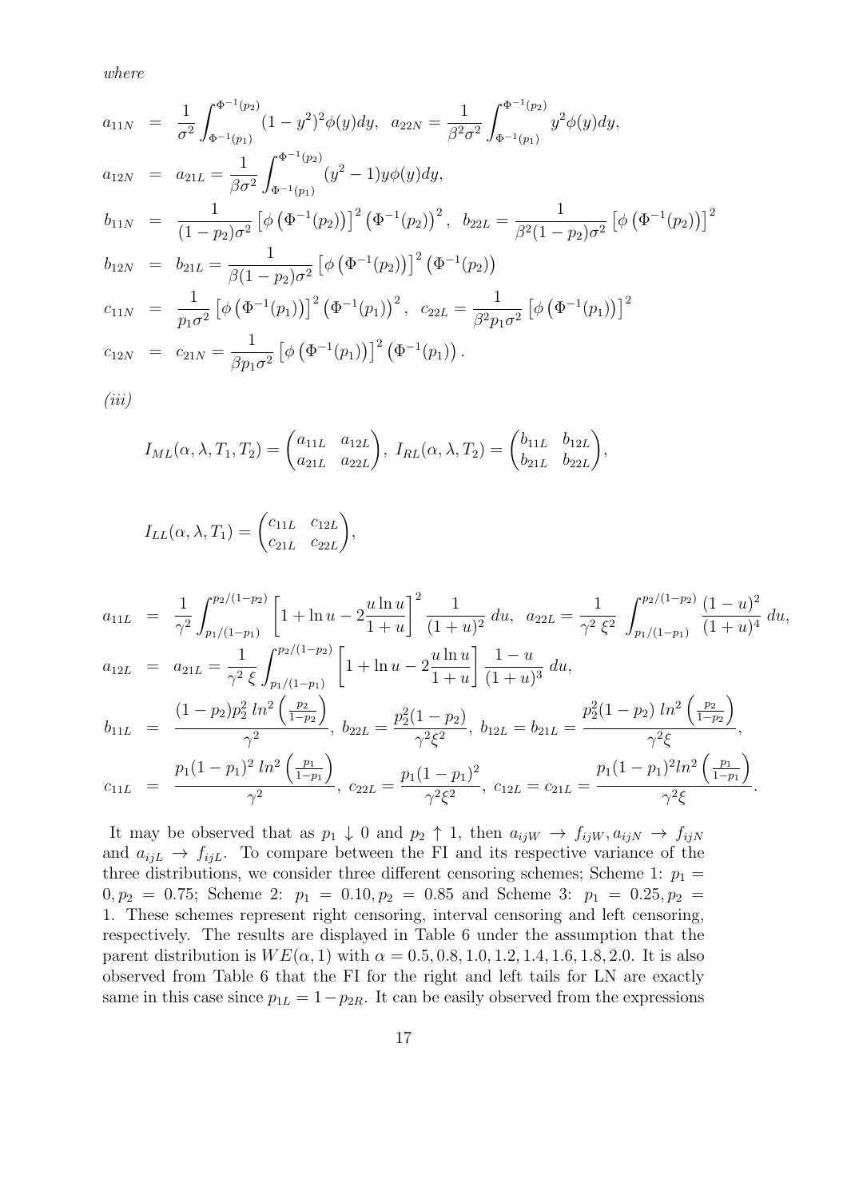*where*

$$
\begin{aligned}
a_{11N} &= \frac{1}{\sigma^2}\int_{\Phi^{-1}(p_1)}^{\Phi^{-1}(p_2)} (1-y^2)^2\phi(y)dy, \quad a_{22N} = \frac{1}{\beta^2\sigma^2}\int_{\Phi^{-1}(p_1)}^{\Phi^{-1}(p_2)} y^2\phi(y)dy, \\
a_{12N} &= a_{21L} = \frac{1}{\beta\sigma^2}\int_{\Phi^{-1}(p_1)}^{\Phi^{-1}(p_2)} (y^2-1)y\phi(y)dy, \\
b_{11N} &= \frac{1}{(1-p_2)\sigma^2}\left[\phi\left(\Phi^{-1}(p_2)\right)\right]^2\left(\Phi^{-1}(p_2)\right)^2, \quad b_{22L} = \frac{1}{\beta^2(1-p_2)\sigma^2}\left[\phi\left(\Phi^{-1}(p_2)\right)\right]^2 \\
b_{12N} &= b_{21L} = \frac{1}{\beta(1-p_2)\sigma^2}\left[\phi\left(\Phi^{-1}(p_2)\right)\right]^2\left(\Phi^{-1}(p_2)\right) \\
c_{11N} &= \frac{1}{p_1\sigma^2}\left[\phi\left(\Phi^{-1}(p_1)\right)\right]^2\left(\Phi^{-1}(p_1)\right)^2, \quad c_{22L} = \frac{1}{\beta^2 p_1\sigma^2}\left[\phi\left(\Phi^{-1}(p_1)\right)\right]^2 \\
c_{12N} &= c_{21N} = \frac{1}{\beta p_1\sigma^2}\left[\phi\left(\Phi^{-1}(p_1)\right)\right]^2\left(\Phi^{-1}(p_1)\right).
\end{aligned}
$$

*(iii)*

$$
I_{ML}(\alpha,\lambda,T_1,T_2) = \begin{pmatrix} a_{11L} & a_{12L} \\ a_{21L} & a_{22L} \end{pmatrix}, \; I_{RL}(\alpha,\lambda,T_2) = \begin{pmatrix} b_{11L} & b_{12L} \\ b_{21L} & b_{22L} \end{pmatrix},
$$

$$
I_{LL}(\alpha,\lambda,T_1) = \begin{pmatrix} c_{11L} & c_{12L} \\ c_{21L} & c_{22L} \end{pmatrix},
$$

$$
\begin{aligned}
a_{11L} &= \frac{1}{\gamma^2}\int_{p_1/(1-p_1)}^{p_2/(1-p_2)} \left[1+\ln u - 2\frac{u\ln u}{1+u}\right]^2 \frac{1}{(1+u)^2}\,du, \quad a_{22L} = \frac{1}{\gamma^2\,\xi^2}\int_{p_1/(1-p_1)}^{p_2/(1-p_2)} \frac{(1-u)^2}{(1+u)^4}\,du, \\
a_{12L} &= a_{21L} = \frac{1}{\gamma^2\,\xi}\int_{p_1/(1-p_1)}^{p_2/(1-p_2)} \left[1+\ln u - 2\frac{u\ln u}{1+u}\right]\frac{1-u}{(1+u)^3}\,du, \\
b_{11L} &= \frac{(1-p_2)p_2^2\,ln^2\left(\frac{p_2}{1-p_2}\right)}{\gamma^2}, \; b_{22L} = \frac{p_2^2(1-p_2)}{\gamma^2\xi^2}, \; b_{12L} = b_{21L} = \frac{p_2^2(1-p_2)\,ln^2\left(\frac{p_2}{1-p_2}\right)}{\gamma^2\xi}, \\
c_{11L} &= \frac{p_1(1-p_1)^2\,ln^2\left(\frac{p_1}{1-p_1}\right)}{\gamma^2}, \; c_{22L} = \frac{p_1(1-p_1)^2}{\gamma^2\xi^2}, \; c_{12L} = c_{21L} = \frac{p_1(1-p_1)^2 ln^2\left(\frac{p_1}{1-p_1}\right)}{\gamma^2\xi}.
\end{aligned}
$$

It may be observed that as $p_1 \downarrow 0$ and $p_2 \uparrow 1$, then $a_{ijW} \to f_{ijW}, a_{ijN} \to f_{ijN}$ and $a_{ijL} \to f_{ijL}$. To compare between the FI and its respective variance of the three distributions, we consider three different censoring schemes; Scheme 1: $p_1 = 0, p_2 = 0.75$; Scheme 2: $p_1 = 0.10, p_2 = 0.85$ and Scheme 3: $p_1 = 0.25, p_2 = 1$. These schemes represent right censoring, interval censoring and left censoring, respectively. The results are displayed in Table 6 under the assumption that the parent distribution is $WE(\alpha, 1)$ with $\alpha = 0.5, 0.8, 1.0, 1.2, 1.4, 1.6, 1.8, 2.0$. It is also observed from Table 6 that the FI for the right and left tails for LN are exactly same in this case since $p_{1L} = 1 - p_{2R}$. It can be easily observed from the expressions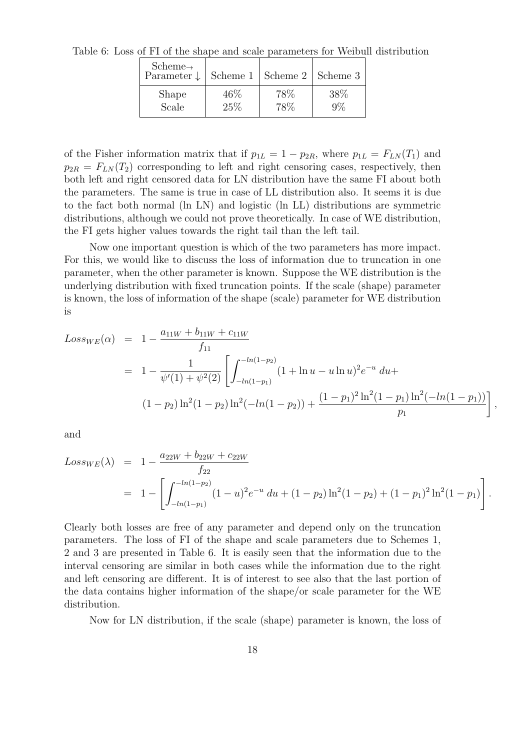Table 6: Loss of FI of the shape and scale parameters for Weibull distribution

| Scheme→ Parameter ↓ | Scheme 1 | Scheme 2 | Scheme 3 |
|---|---|---|---|
| Shape | 46% | 78% | 38% |
| Scale | 25% | 78% | 9% |

of the Fisher information matrix that if $p_{1L} = 1 - p_{2R}$, where $p_{1L} = F_{LN}(T_1)$ and $p_{2R} = F_{LN}(T_2)$ corresponding to left and right censoring cases, respectively, then both left and right censored data for LN distribution have the same FI about both the parameters. The same is true in case of LL distribution also. It seems it is due to the fact both normal (ln LN) and logistic (ln LL) distributions are symmetric distributions, although we could not prove theoretically. In case of WE distribution, the FI gets higher values towards the right tail than the left tail.

Now one important question is which of the two parameters has more impact. For this, we would like to discuss the loss of information due to truncation in one parameter, when the other parameter is known. Suppose the WE distribution is the underlying distribution with fixed truncation points. If the scale (shape) parameter is known, the loss of information of the shape (scale) parameter for WE distribution is

$$
\begin{aligned}
Loss_{WE}(\alpha) &= 1 - \frac{a_{11W} + b_{11W} + c_{11W}}{f_{11}} \\
&= 1 - \frac{1}{\psi'(1) + \psi^2(2)} \left[ \int_{-ln(1-p_1)}^{-ln(1-p_2)} (1 + \ln u - u \ln u)^2 e^{-u} \, du + \right. \\
&\quad \left. (1-p_2) \ln^2(1-p_2) \ln^2(-ln(1-p_2)) + \frac{(1-p_1)^2 \ln^2(1-p_1) \ln^2(-ln(1-p_1))}{p_1} \right],
\end{aligned}
$$

and

$$
\begin{aligned}
Loss_{WE}(\lambda) &= 1 - \frac{a_{22W} + b_{22W} + c_{22W}}{f_{22}} \\
&= 1 - \left[ \int_{-ln(1-p_1)}^{-ln(1-p_2)} (1-u)^2 e^{-u} \, du + (1-p_2) \ln^2(1-p_2) + (1-p_1)^2 \ln^2(1-p_1) \right].
\end{aligned}
$$

Clearly both losses are free of any parameter and depend only on the truncation parameters. The loss of FI of the shape and scale parameters due to Schemes 1, 2 and 3 are presented in Table 6. It is easily seen that the information due to the interval censoring are similar in both cases while the information due to the right and left censoring are different. It is of interest to see also that the last portion of the data contains higher information of the shape/or scale parameter for the WE distribution.

Now for LN distribution, if the scale (shape) parameter is known, the loss of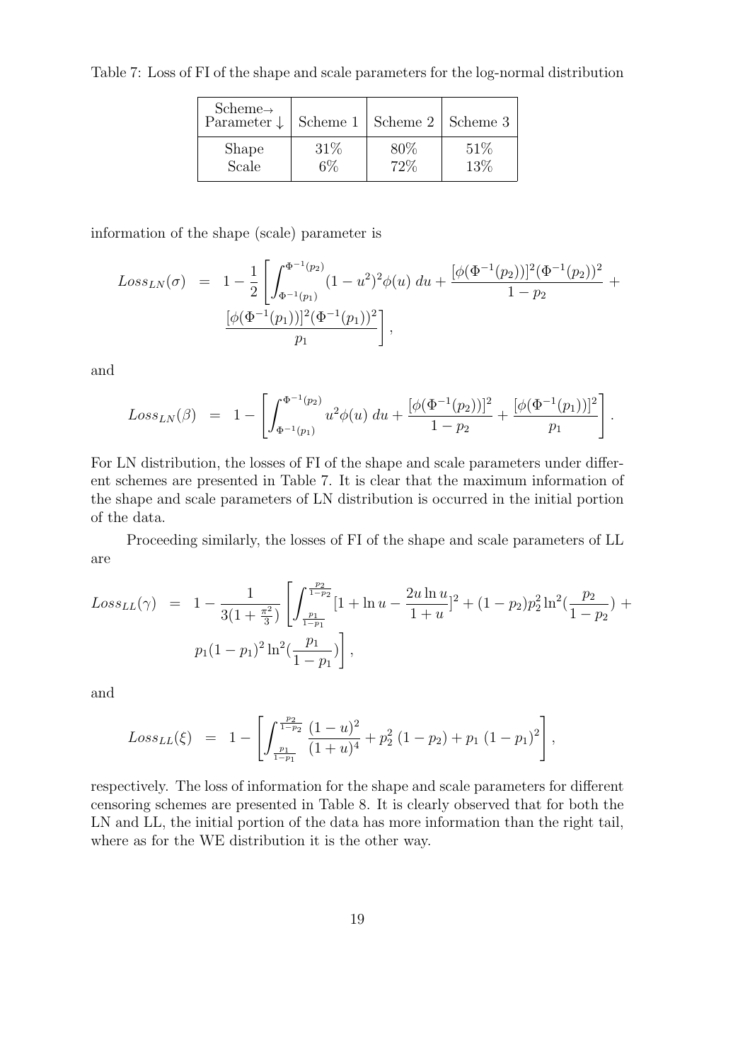Table 7: Loss of FI of the shape and scale parameters for the log-normal distribution

| Scheme→ Parameter ↓ | Scheme 1 | Scheme 2 | Scheme 3 |
|---|---|---|---|
| Shape | 31% | 80% | 51% |
| Scale | 6% | 72% | 13% |

information of the shape (scale) parameter is

$$
\begin{aligned}
Loss_{LN}(\sigma) &= 1 - \frac{1}{2}\left[\int_{\Phi^{-1}(p_1)}^{\Phi^{-1}(p_2)} (1-u^2)^2 \phi(u)\, du + \frac{[\phi(\Phi^{-1}(p_2))]^2 (\Phi^{-1}(p_2))^2}{1-p_2} + \right. \\
&\quad \left. \frac{[\phi(\Phi^{-1}(p_1))]^2 (\Phi^{-1}(p_1))^2}{p_1}\right],
\end{aligned}
$$

and

$$
Loss_{LN}(\beta) = 1 - \left[\int_{\Phi^{-1}(p_1)}^{\Phi^{-1}(p_2)} u^2 \phi(u)\, du + \frac{[\phi(\Phi^{-1}(p_2))]^2}{1-p_2} + \frac{[\phi(\Phi^{-1}(p_1))]^2}{p_1}\right].
$$

For LN distribution, the losses of FI of the shape and scale parameters under different schemes are presented in Table 7. It is clear that the maximum information of the shape and scale parameters of LN distribution is occurred in the initial portion of the data.

Proceeding similarly, the losses of FI of the shape and scale parameters of LL are

$$
\begin{aligned}
Loss_{LL}(\gamma) &= 1 - \frac{1}{3(1+\frac{\pi^2}{3})}\left[\int_{\frac{p_1}{1-p_1}}^{\frac{p_2}{1-p_2}} [1 + \ln u - \frac{2u \ln u}{1+u}]^2 + (1-p_2)p_2^2 \ln^2(\frac{p_2}{1-p_2}) + \right. \\
&\quad \left. p_1(1-p_1)^2 \ln^2(\frac{p_1}{1-p_1})\right],
\end{aligned}
$$

and

$$
Loss_{LL}(\xi) = 1 - \left[\int_{\frac{p_1}{1-p_1}}^{\frac{p_2}{1-p_2}} \frac{(1-u)^2}{(1+u)^4} + p_2^2\,(1-p_2) + p_1\,(1-p_1)^2\right],
$$

respectively. The loss of information for the shape and scale parameters for different censoring schemes are presented in Table 8. It is clearly observed that for both the LN and LL, the initial portion of the data has more information than the right tail, where as for the WE distribution it is the other way.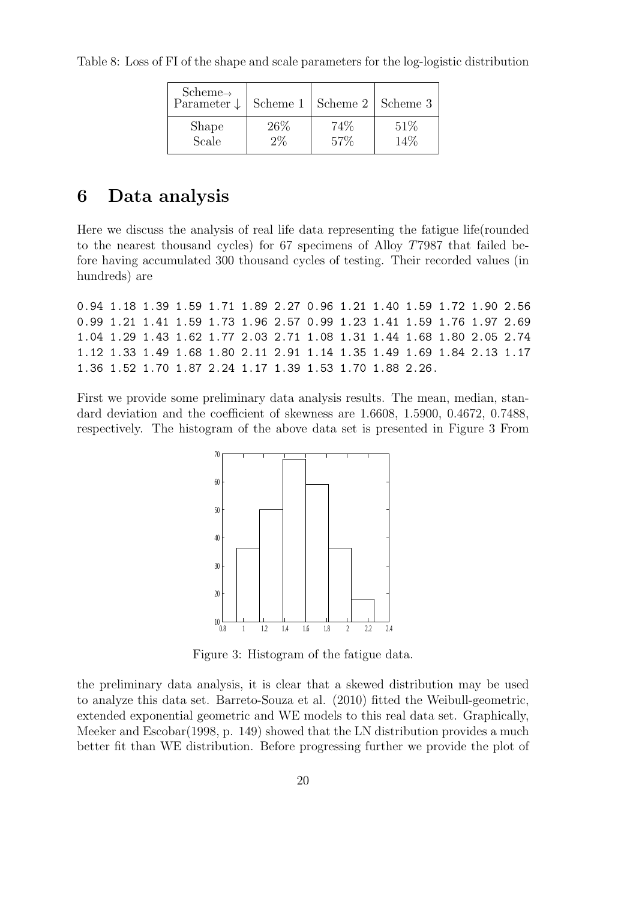Table 8: Loss of FI of the shape and scale parameters for the log-logistic distribution

| Scheme→ Parameter ↓ | Scheme 1 | Scheme 2 | Scheme 3 |
|---|---|---|---|
| Shape | 26% | 74% | 51% |
| Scale | 2% | 57% | 14% |

# 6 Data analysis

Here we discuss the analysis of real life data representing the fatigue life(rounded to the nearest thousand cycles) for 67 specimens of Alloy $T7987$ that failed before having accumulated 300 thousand cycles of testing. Their recorded values (in hundreds) are

```
0.94 1.18 1.39 1.59 1.71 1.89 2.27 0.96 1.21 1.40 1.59 1.72 1.90 2.56
0.99 1.21 1.41 1.59 1.73 1.96 2.57 0.99 1.23 1.41 1.59 1.76 1.97 2.69
1.04 1.29 1.43 1.62 1.77 2.03 2.71 1.08 1.31 1.44 1.68 1.80 2.05 2.74
1.12 1.33 1.49 1.68 1.80 2.11 2.91 1.14 1.35 1.49 1.69 1.84 2.13 1.17
1.36 1.52 1.70 1.87 2.24 1.17 1.39 1.53 1.70 1.88 2.26.
```

First we provide some preliminary data analysis results. The mean, median, standard deviation and the coefficient of skewness are 1.6608, 1.5900, 0.4672, 0.7488, respectively. The histogram of the above data set is presented in Figure 3 From

Figure 3: Histogram of the fatigue data.

the preliminary data analysis, it is clear that a skewed distribution may be used to analyze this data set. Barreto-Souza et al. (2010) fitted the Weibull-geometric, extended exponential geometric and WE models to this real data set. Graphically, Meeker and Escobar(1998, p. 149) showed that the LN distribution provides a much better fit than WE distribution. Before progressing further we provide the plot of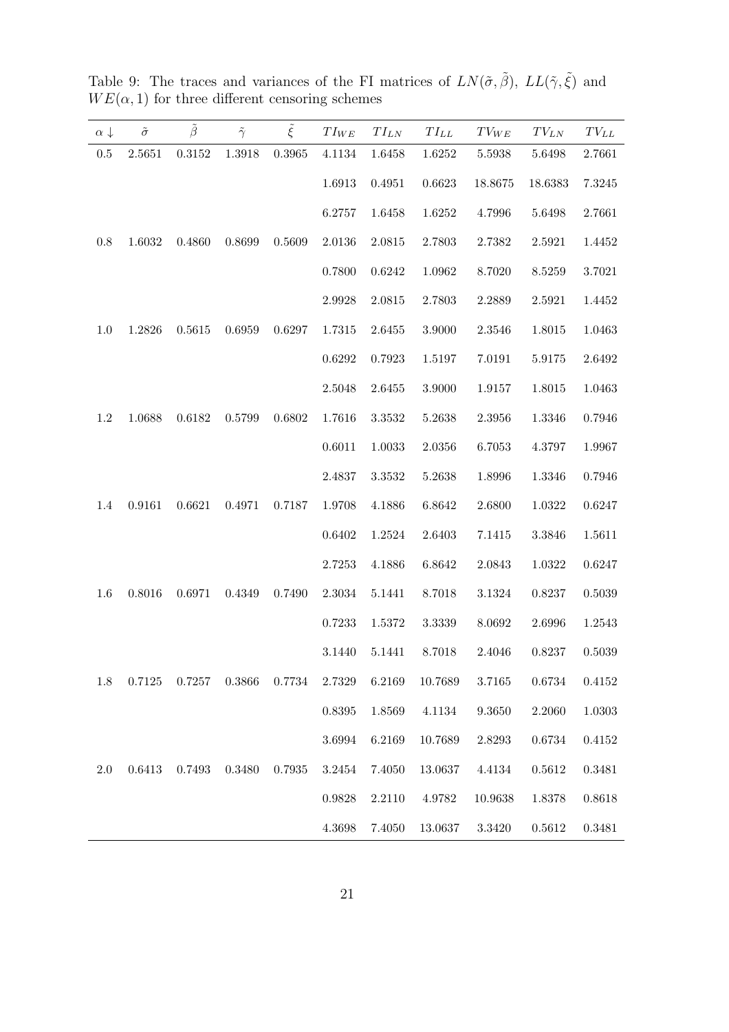Table 9: The traces and variances of the FI matrices of $LN(\tilde{\sigma}, \tilde{\beta})$, $LL(\tilde{\gamma}, \tilde{\xi})$ and $WE(\alpha, 1)$ for three different censoring schemes

| $\alpha \downarrow$ | $\tilde{\sigma}$ | $\tilde{\beta}$ | $\tilde{\gamma}$ | $\tilde{\xi}$ | $TI_{WE}$ | $TI_{LN}$ | $TI_{LL}$ | $TV_{WE}$ | $TV_{LN}$ | $TV_{LL}$ |
|---|---|---|---|---|---|---|---|---|---|---|
| 0.5 | 2.5651 | 0.3152 | 1.3918 | 0.3965 | 4.1134 | 1.6458 | 1.6252 | 5.5938 | 5.6498 | 2.7661 |
| | | | | | 1.6913 | 0.4951 | 0.6623 | 18.8675 | 18.6383 | 7.3245 |
| | | | | | 6.2757 | 1.6458 | 1.6252 | 4.7996 | 5.6498 | 2.7661 |
| 0.8 | 1.6032 | 0.4860 | 0.8699 | 0.5609 | 2.0136 | 2.0815 | 2.7803 | 2.7382 | 2.5921 | 1.4452 |
| | | | | | 0.7800 | 0.6242 | 1.0962 | 8.7020 | 8.5259 | 3.7021 |
| | | | | | 2.9928 | 2.0815 | 2.7803 | 2.2889 | 2.5921 | 1.4452 |
| 1.0 | 1.2826 | 0.5615 | 0.6959 | 0.6297 | 1.7315 | 2.6455 | 3.9000 | 2.3546 | 1.8015 | 1.0463 |
| | | | | | 0.6292 | 0.7923 | 1.5197 | 7.0191 | 5.9175 | 2.6492 |
| | | | | | 2.5048 | 2.6455 | 3.9000 | 1.9157 | 1.8015 | 1.0463 |
| 1.2 | 1.0688 | 0.6182 | 0.5799 | 0.6802 | 1.7616 | 3.3532 | 5.2638 | 2.3956 | 1.3346 | 0.7946 |
| | | | | | 0.6011 | 1.0033 | 2.0356 | 6.7053 | 4.3797 | 1.9967 |
| | | | | | 2.4837 | 3.3532 | 5.2638 | 1.8996 | 1.3346 | 0.7946 |
| 1.4 | 0.9161 | 0.6621 | 0.4971 | 0.7187 | 1.9708 | 4.1886 | 6.8642 | 2.6800 | 1.0322 | 0.6247 |
| | | | | | 0.6402 | 1.2524 | 2.6403 | 7.1415 | 3.3846 | 1.5611 |
| | | | | | 2.7253 | 4.1886 | 6.8642 | 2.0843 | 1.0322 | 0.6247 |
| 1.6 | 0.8016 | 0.6971 | 0.4349 | 0.7490 | 2.3034 | 5.1441 | 8.7018 | 3.1324 | 0.8237 | 0.5039 |
| | | | | | 0.7233 | 1.5372 | 3.3339 | 8.0692 | 2.6996 | 1.2543 |
| | | | | | 3.1440 | 5.1441 | 8.7018 | 2.4046 | 0.8237 | 0.5039 |
| 1.8 | 0.7125 | 0.7257 | 0.3866 | 0.7734 | 2.7329 | 6.2169 | 10.7689 | 3.7165 | 0.6734 | 0.4152 |
| | | | | | 0.8395 | 1.8569 | 4.1134 | 9.3650 | 2.2060 | 1.0303 |
| | | | | | 3.6994 | 6.2169 | 10.7689 | 2.8293 | 0.6734 | 0.4152 |
| 2.0 | 0.6413 | 0.7493 | 0.3480 | 0.7935 | 3.2454 | 7.4050 | 13.0637 | 4.4134 | 0.5612 | 0.3481 |
| | | | | | 0.9828 | 2.2110 | 4.9782 | 10.9638 | 1.8378 | 0.8618 |
| | | | | | 4.3698 | 7.4050 | 13.0637 | 3.3420 | 0.5612 | 0.3481 |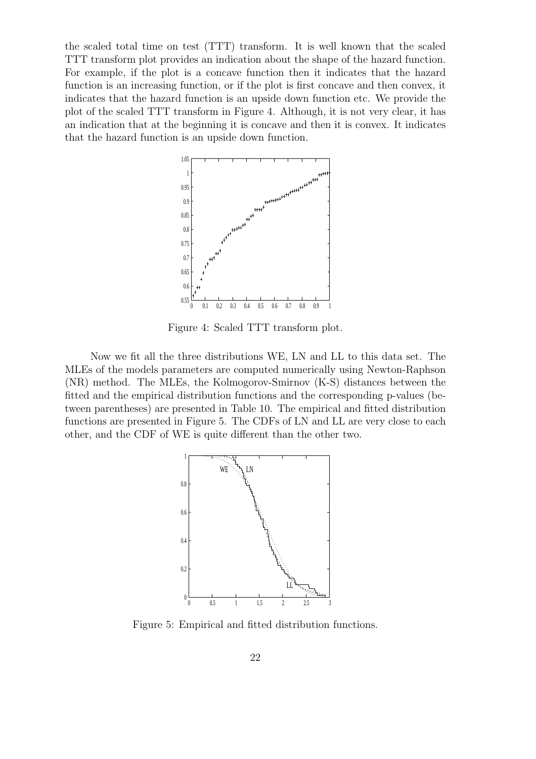the scaled total time on test (TTT) transform. It is well known that the scaled TTT transform plot provides an indication about the shape of the hazard function. For example, if the plot is a concave function then it indicates that the hazard function is an increasing function, or if the plot is first concave and then convex, it indicates that the hazard function is an upside down function etc. We provide the plot of the scaled TTT transform in Figure 4. Although, it is not very clear, it has an indication that at the beginning it is concave and then it is convex. It indicates that the hazard function is an upside down function.

Figure 4: Scaled TTT transform plot.

Now we fit all the three distributions WE, LN and LL to this data set. The MLEs of the models parameters are computed numerically using Newton-Raphson (NR) method. The MLEs, the Kolmogorov-Smirnov (K-S) distances between the fitted and the empirical distribution functions and the corresponding p-values (between parentheses) are presented in Table 10. The empirical and fitted distribution functions are presented in Figure 5. The CDFs of LN and LL are very close to each other, and the CDF of WE is quite different than the other two.

Figure 5: Empirical and fitted distribution functions.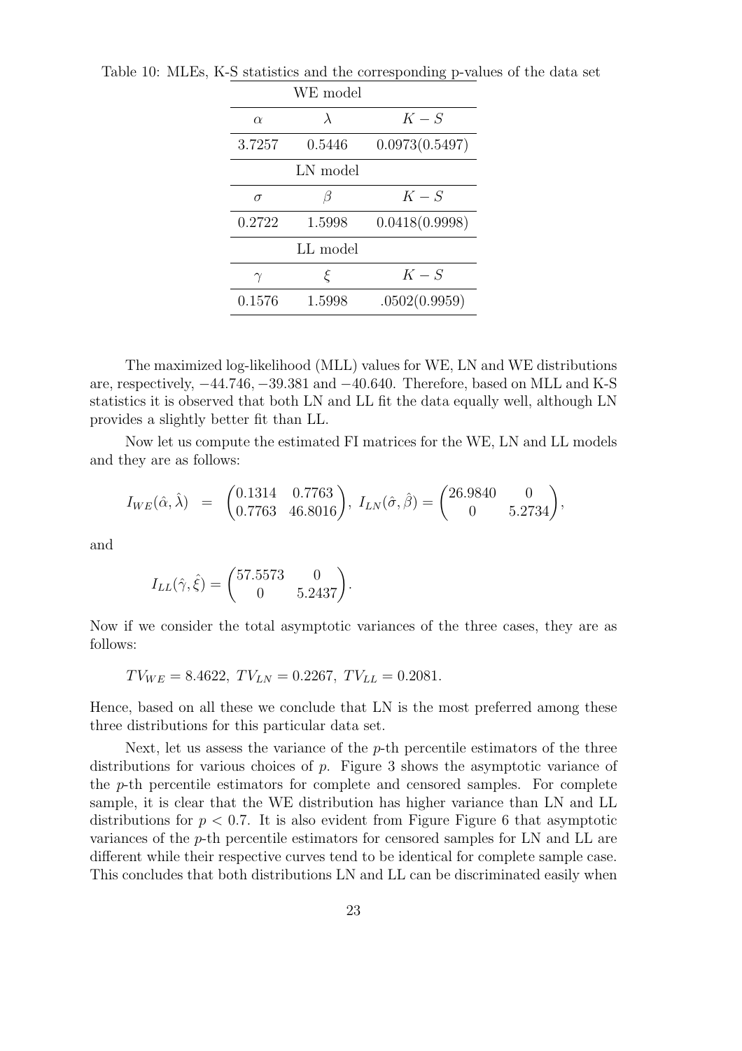Table 10: MLEs, K-S statistics and the corresponding p-values of the data set

| WE model | | |
|---|---|---|
| $\alpha$ | $\lambda$ | $K-S$ |
| 3.7257 | 0.5446 | 0.0973(0.5497) |
| LN model | | |
| $\sigma$ | $\beta$ | $K-S$ |
| 0.2722 | 1.5998 | 0.0418(0.9998) |
| LL model | | |
| $\gamma$ | $\xi$ | $K-S$ |
| 0.1576 | 1.5998 | .0502(0.9959) |

The maximized log-likelihood (MLL) values for WE, LN and WE distributions are, respectively, $-44.746$, $-39.381$ and $-40.640$. Therefore, based on MLL and K-S statistics it is observed that both LN and LL fit the data equally well, although LN provides a slightly better fit than LL.

Now let us compute the estimated FI matrices for the WE, LN and LL models and they are as follows:

$$I_{WE}(\hat{\alpha}, \hat{\lambda}) = \begin{pmatrix} 0.1314 & 0.7763 \\ 0.7763 & 46.8016 \end{pmatrix}, \; I_{LN}(\hat{\sigma}, \hat{\beta}) = \begin{pmatrix} 26.9840 & 0 \\ 0 & 5.2734 \end{pmatrix},$$

and

$$I_{LL}(\hat{\gamma}, \hat{\xi}) = \begin{pmatrix} 57.5573 & 0 \\ 0 & 5.2437 \end{pmatrix}.$$

Now if we consider the total asymptotic variances of the three cases, they are as follows:

$$TV_{WE} = 8.4622, \; TV_{LN} = 0.2267, \; TV_{LL} = 0.2081.$$

Hence, based on all these we conclude that LN is the most preferred among these three distributions for this particular data set.

Next, let us assess the variance of the $p$-th percentile estimators of the three distributions for various choices of $p$. Figure 3 shows the asymptotic variance of the $p$-th percentile estimators for complete and censored samples. For complete sample, it is clear that the WE distribution has higher variance than LN and LL distributions for $p < 0.7$. It is also evident from Figure Figure 6 that asymptotic variances of the $p$-th percentile estimators for censored samples for LN and LL are different while their respective curves tend to be identical for complete sample case. This concludes that both distributions LN and LL can be discriminated easily when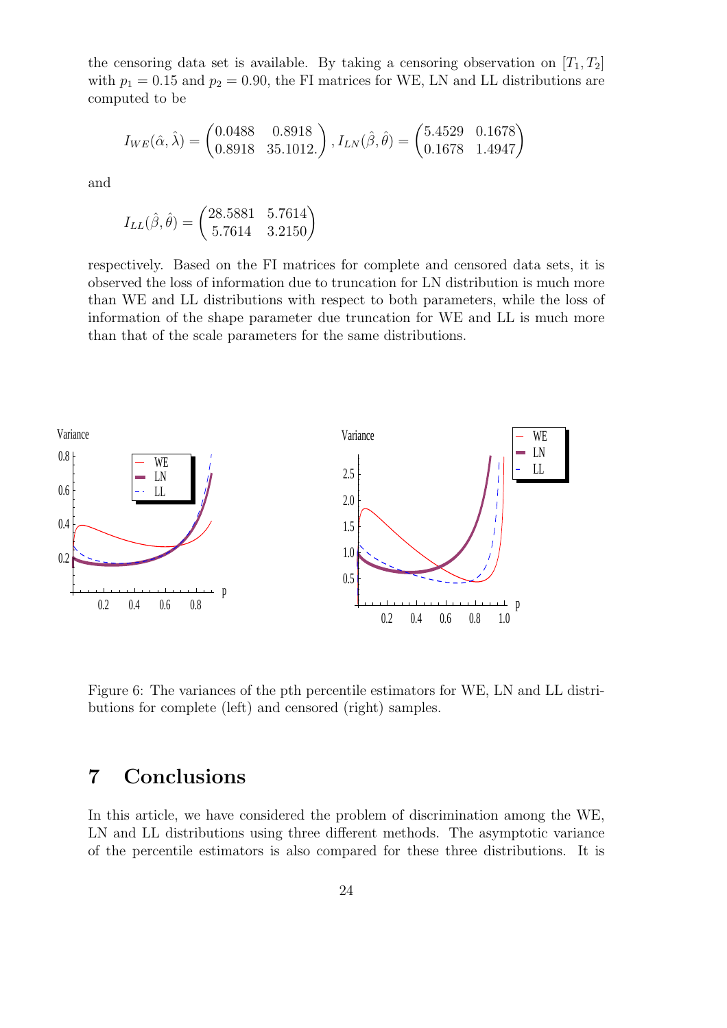the censoring data set is available. By taking a censoring observation on $[T_1, T_2]$ with $p_1 = 0.15$ and $p_2 = 0.90$, the FI matrices for WE, LN and LL distributions are computed to be

$$I_{WE}(\hat{\alpha}, \hat{\lambda}) = \begin{pmatrix} 0.0488 & 0.8918 \\ 0.8918 & 35.1012. \end{pmatrix}, I_{LN}(\hat{\beta}, \hat{\theta}) = \begin{pmatrix} 5.4529 & 0.1678 \\ 0.1678 & 1.4947 \end{pmatrix}$$

and

$$I_{LL}(\hat{\beta}, \hat{\theta}) = \begin{pmatrix} 28.5881 & 5.7614 \\ 5.7614 & 3.2150 \end{pmatrix}$$

respectively. Based on the FI matrices for complete and censored data sets, it is observed the loss of information due to truncation for LN distribution is much more than WE and LL distributions with respect to both parameters, while the loss of information of the shape parameter due truncation for WE and LL is much more than that of the scale parameters for the same distributions.

Figure 6: The variances of the pth percentile estimators for WE, LN and LL distributions for complete (left) and censored (right) samples.

# 7 Conclusions

In this article, we have considered the problem of discrimination among the WE, LN and LL distributions using three different methods. The asymptotic variance of the percentile estimators is also compared for these three distributions. It is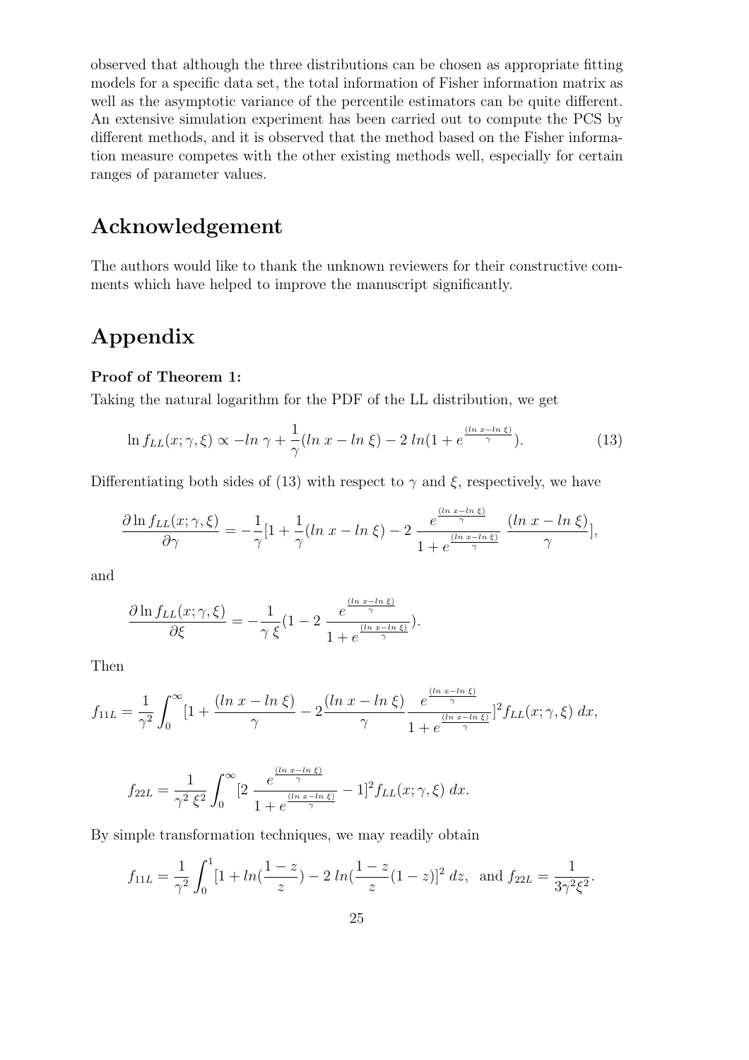observed that although the three distributions can be chosen as appropriate fitting models for a specific data set, the total information of Fisher information matrix as well as the asymptotic variance of the percentile estimators can be quite different. An extensive simulation experiment has been carried out to compute the PCS by different methods, and it is observed that the method based on the Fisher information measure competes with the other existing methods well, especially for certain ranges of parameter values.

# Acknowledgement

The authors would like to thank the unknown reviewers for their constructive comments which have helped to improve the manuscript significantly.

# Appendix

**Proof of Theorem 1:**

Taking the natural logarithm for the PDF of the LL distribution, we get

$$\ln f_{LL}(x;\gamma,\xi) \propto -ln\ \gamma + \frac{1}{\gamma}(ln\ x - ln\ \xi) - 2\ ln(1 + e^{\frac{(ln\ x - ln\ \xi)}{\gamma}}). \tag{13}$$

Differentiating both sides of (13) with respect to $\gamma$ and $\xi$, respectively, we have

$$\frac{\partial \ln f_{LL}(x;\gamma,\xi)}{\partial \gamma} = -\frac{1}{\gamma}[1 + \frac{1}{\gamma}(ln\ x - ln\ \xi) - 2\ \frac{e^{\frac{(ln\ x - ln\ \xi)}{\gamma}}}{1 + e^{\frac{(ln\ x - ln\ \xi)}{\gamma}}}\ \frac{(ln\ x - ln\ \xi)}{\gamma}],$$

and

$$\frac{\partial \ln f_{LL}(x;\gamma,\xi)}{\partial \xi} = -\frac{1}{\gamma\ \xi}(1 - 2\ \frac{e^{\frac{(ln\ x - ln\ \xi)}{\gamma}}}{1 + e^{\frac{(ln\ x - ln\ \xi)}{\gamma}}}).$$

Then

$$f_{11L} = \frac{1}{\gamma^2}\int_0^\infty [1 + \frac{(ln\ x - ln\ \xi)}{\gamma} - 2\frac{(ln\ x - ln\ \xi)}{\gamma}\frac{e^{\frac{(ln\ x - ln\ \xi)}{\gamma}}}{1 + e^{\frac{(ln\ x - ln\ \xi)}{\gamma}}}]^2 f_{LL}(x;\gamma,\xi)\ dx,$$

$$f_{22L} = \frac{1}{\gamma^2\ \xi^2}\int_0^\infty [2\ \frac{e^{\frac{(ln\ x - ln\ \xi)}{\gamma}}}{1 + e^{\frac{(ln\ x - ln\ \xi)}{\gamma}}} - 1]^2 f_{LL}(x;\gamma,\xi)\ dx.$$

By simple transformation techniques, we may readily obtain

$$f_{11L} = \frac{1}{\gamma^2}\int_0^1 [1 + ln(\frac{1-z}{z}) - 2\ ln(\frac{1-z}{z}(1-z)]^2\ dz, \ \text{ and } f_{22L} = \frac{1}{3\gamma^2\xi^2}.$$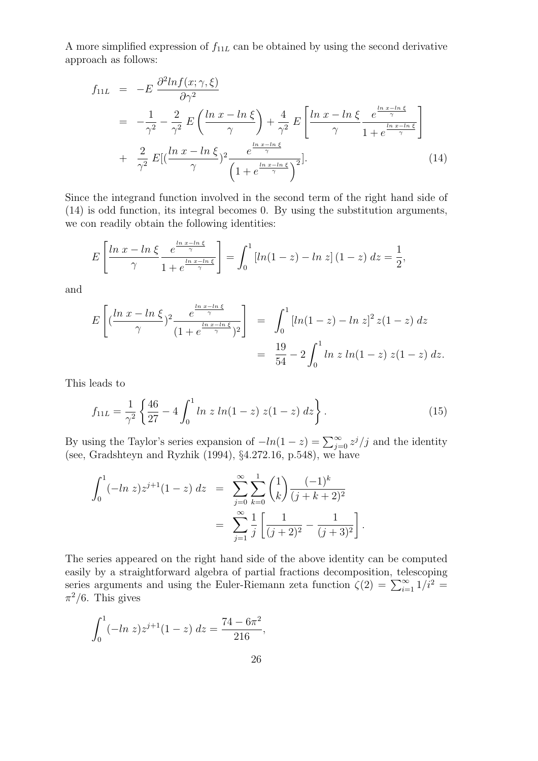A more simplified expression of $f_{11L}$ can be obtained by using the second derivative approach as follows:

$$
\begin{aligned}
f_{11L} &= -E \; \frac{\partial^2 ln f(x;\gamma,\xi)}{\partial \gamma^2} \\
&= -\frac{1}{\gamma^2} - \frac{2}{\gamma^2} \; E\left(\frac{ln\; x - ln\; \xi}{\gamma}\right) + \frac{4}{\gamma^2} \; E\left[\frac{ln\; x - ln\; \xi}{\gamma} \frac{e^{\frac{ln\; x - ln\; \xi}{\gamma}}}{1 + e^{\frac{ln\; x - ln\; \xi}{\gamma}}}\right] \\
&+ \frac{2}{\gamma^2} \; E[(\frac{ln\; x - ln\; \xi}{\gamma})^2 \frac{e^{\frac{ln\; x - ln\; \xi}{\gamma}}}{\left(1 + e^{\frac{ln\; x - ln\; \xi}{\gamma}}\right)^2}]. \qquad (14)
\end{aligned}
$$

Since the integrand function involved in the second term of the right hand side of (14) is odd function, its integral becomes 0. By using the substitution arguments, we con readily obtain the following identities:

$$
E\left[\frac{ln\; x - ln\; \xi}{\gamma} \frac{e^{\frac{ln\; x - ln\; \xi}{\gamma}}}{1 + e^{\frac{ln\; x - ln\; \xi}{\gamma}}}\right] = \int_0^1 \left[ln(1-z) - ln\; z\right](1-z)\; dz = \frac{1}{2},
$$

and

$$
\begin{aligned}
E\left[(\frac{ln\; x - ln\; \xi}{\gamma})^2 \frac{e^{\frac{ln\; x - ln\; \xi}{\gamma}}}{(1 + e^{\frac{ln\; x - ln\; \xi}{\gamma}})^2}\right] &= \int_0^1 \left[ln(1-z) - ln\; z\right]^2 z(1-z)\; dz \\
&= \frac{19}{54} - 2\int_0^1 ln\; z\; ln(1-z)\; z(1-z)\; dz.
\end{aligned}
$$

This leads to

$$
f_{11L} = \frac{1}{\gamma^2}\left\{\frac{46}{27} - 4\int_0^1 ln\; z\; ln(1-z)\; z(1-z)\; dz\right\}. \qquad (15)
$$

By using the Taylor's series expansion of $-ln(1-z) = \sum_{j=0}^{\infty} z^j/j$ and the identity (see, Gradshteyn and Ryzhik (1994), §4.272.16, p.548), we have

$$
\begin{aligned}
\int_0^1 (-ln\; z) z^{j+1}(1-z)\; dz &= \sum_{j=0}^{\infty} \sum_{k=0}^{1} \binom{1}{k} \frac{(-1)^k}{(j+k+2)^2} \\
&= \sum_{j=1}^{\infty} \frac{1}{j}\left[\frac{1}{(j+2)^2} - \frac{1}{(j+3)^2}\right].
\end{aligned}
$$

The series appeared on the right hand side of the above identity can be computed easily by a straightforward algebra of partial fractions decomposition, telescoping series arguments and using the Euler-Riemann zeta function $\zeta(2) = \sum_{i=1}^{\infty} 1/i^2 = \pi^2/6$. This gives

$$
\int_0^1 (-ln\; z) z^{j+1}(1-z)\; dz = \frac{74 - 6\pi^2}{216},
$$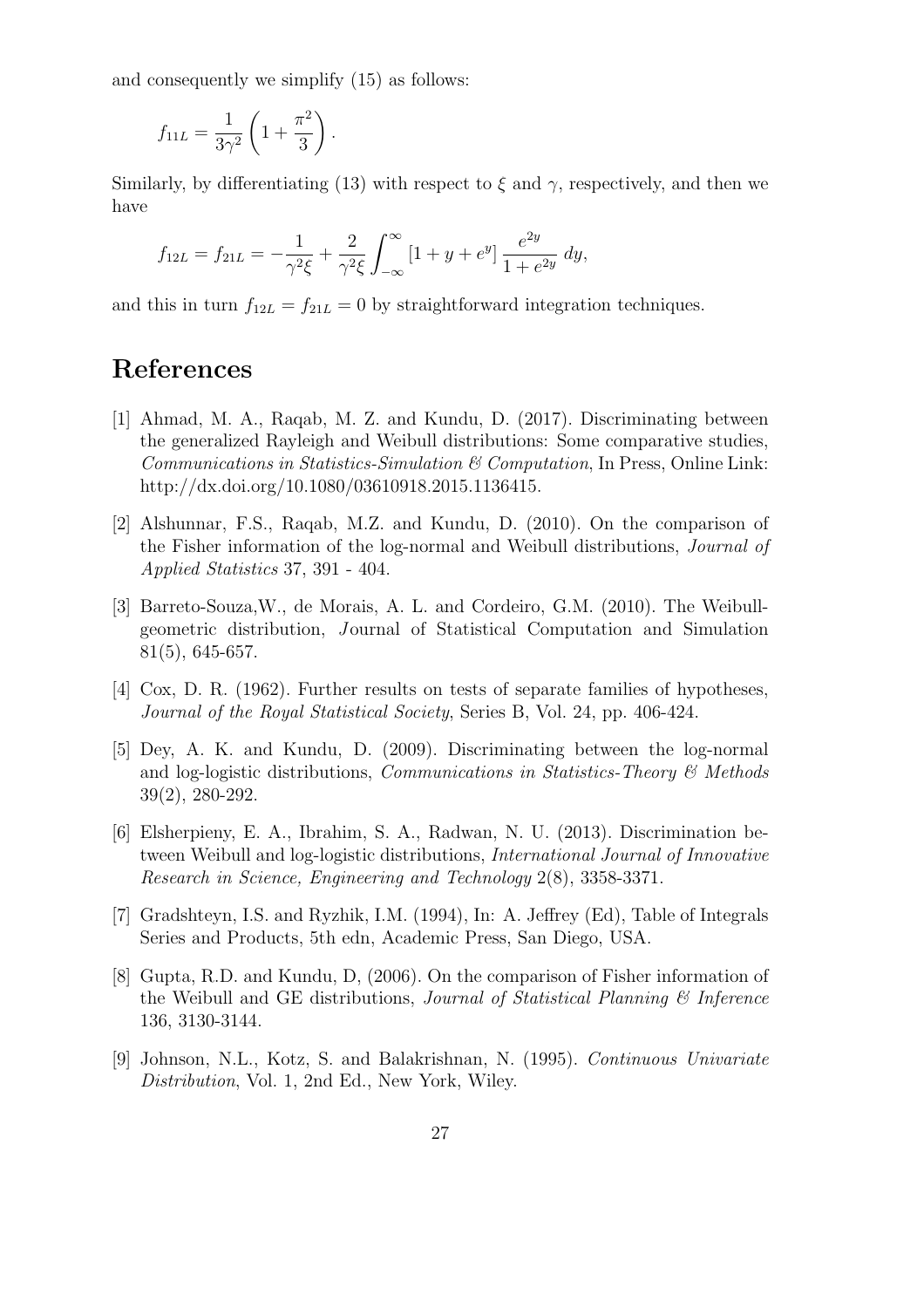and consequently we simplify (15) as follows:

$$f_{11L} = \frac{1}{3\gamma^2}\left(1 + \frac{\pi^2}{3}\right).$$

Similarly, by differentiating (13) with respect to $\xi$ and $\gamma$, respectively, and then we have

$$f_{12L} = f_{21L} = -\frac{1}{\gamma^2 \xi} + \frac{2}{\gamma^2 \xi}\int_{-\infty}^{\infty} \left[1 + y + e^y\right] \frac{e^{2y}}{1 + e^{2y}}\, dy,$$

and this in turn $f_{12L} = f_{21L} = 0$ by straightforward integration techniques.

# References

[1] Ahmad, M. A., Raqab, M. Z. and Kundu, D. (2017). Discriminating between the generalized Rayleigh and Weibull distributions: Some comparative studies, *Communications in Statistics-Simulation & Computation*, In Press, Online Link: http://dx.doi.org/10.1080/03610918.2015.1136415.

[2] Alshunnar, F.S., Raqab, M.Z. and Kundu, D. (2010). On the comparison of the Fisher information of the log-normal and Weibull distributions, *Journal of Applied Statistics* 37, 391 - 404.

[3] Barreto-Souza,W., de Morais, A. L. and Cordeiro, G.M. (2010). The Weibull-geometric distribution, Journal of Statistical Computation and Simulation 81(5), 645-657.

[4] Cox, D. R. (1962). Further results on tests of separate families of hypotheses, *Journal of the Royal Statistical Society*, Series B, Vol. 24, pp. 406-424.

[5] Dey, A. K. and Kundu, D. (2009). Discriminating between the log-normal and log-logistic distributions, *Communications in Statistics-Theory & Methods* 39(2), 280-292.

[6] Elsherpieny, E. A., Ibrahim, S. A., Radwan, N. U. (2013). Discrimination between Weibull and log-logistic distributions, *International Journal of Innovative Research in Science, Engineering and Technology* 2(8), 3358-3371.

[7] Gradshteyn, I.S. and Ryzhik, I.M. (1994), In: A. Jeffrey (Ed), Table of Integrals Series and Products, 5th edn, Academic Press, San Diego, USA.

[8] Gupta, R.D. and Kundu, D, (2006). On the comparison of Fisher information of the Weibull and GE distributions, *Journal of Statistical Planning & Inference* 136, 3130-3144.

[9] Johnson, N.L., Kotz, S. and Balakrishnan, N. (1995). *Continuous Univariate Distribution*, Vol. 1, 2nd Ed., New York, Wiley.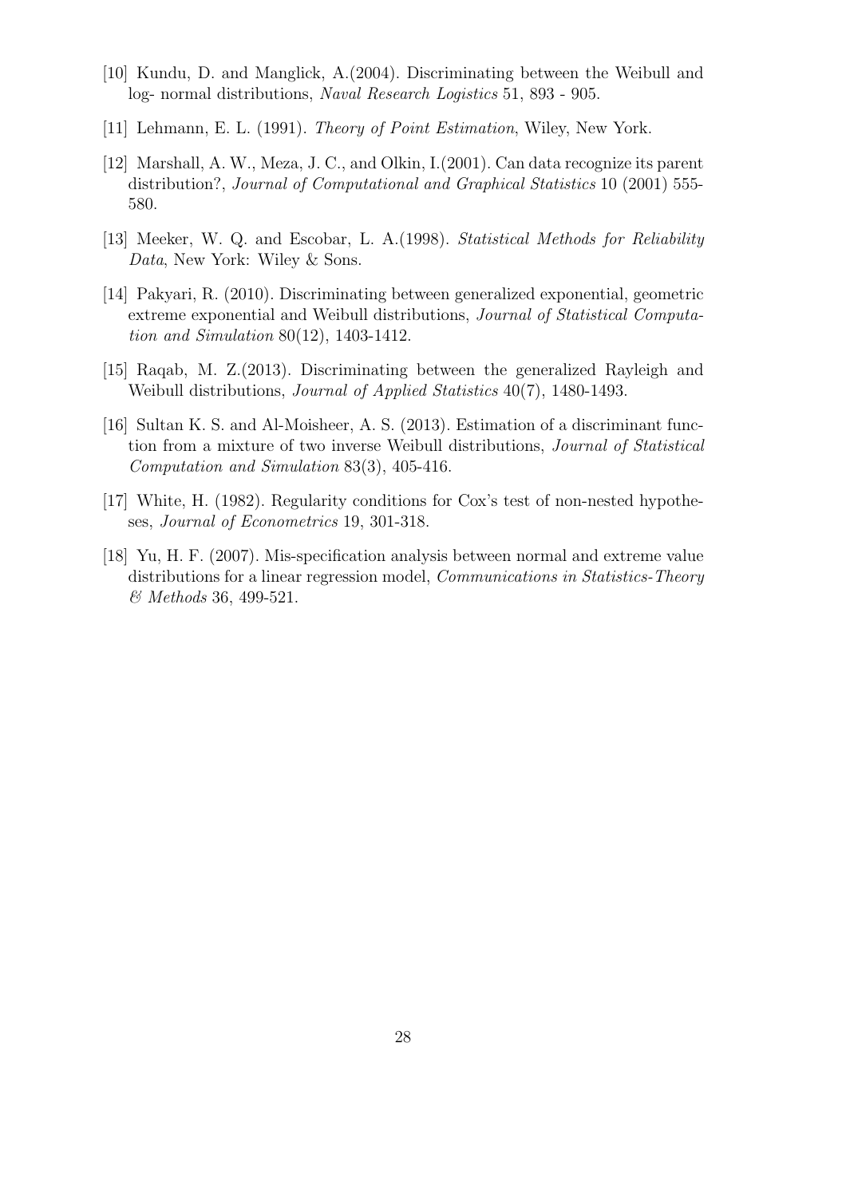[10] Kundu, D. and Manglick, A.(2004). Discriminating between the Weibull and log- normal distributions, *Naval Research Logistics* 51, 893 - 905.

[11] Lehmann, E. L. (1991). *Theory of Point Estimation*, Wiley, New York.

[12] Marshall, A. W., Meza, J. C., and Olkin, I.(2001). Can data recognize its parent distribution?, *Journal of Computational and Graphical Statistics* 10 (2001) 555-580.

[13] Meeker, W. Q. and Escobar, L. A.(1998). *Statistical Methods for Reliability Data*, New York: Wiley & Sons.

[14] Pakyari, R. (2010). Discriminating between generalized exponential, geometric extreme exponential and Weibull distributions, *Journal of Statistical Computation and Simulation* 80(12), 1403-1412.

[15] Raqab, M. Z.(2013). Discriminating between the generalized Rayleigh and Weibull distributions, *Journal of Applied Statistics* 40(7), 1480-1493.

[16] Sultan K. S. and Al-Moisheer, A. S. (2013). Estimation of a discriminant function from a mixture of two inverse Weibull distributions, *Journal of Statistical Computation and Simulation* 83(3), 405-416.

[17] White, H. (1982). Regularity conditions for Cox's test of non-nested hypotheses, *Journal of Econometrics* 19, 301-318.

[18] Yu, H. F. (2007). Mis-specification analysis between normal and extreme value distributions for a linear regression model, *Communications in Statistics-Theory & Methods* 36, 499-521.